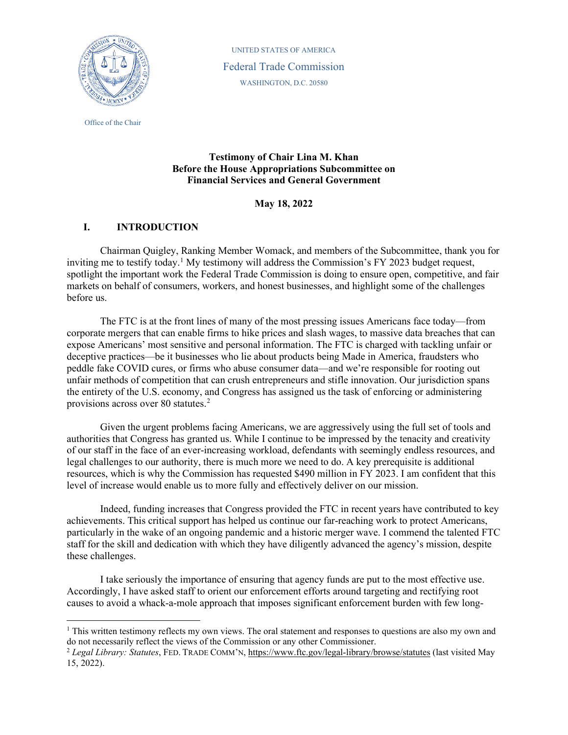UNITED STATES OF AMERICA

Federal Trade Commission

WASHINGTON, D.C. 20580

Office of the Chair

**Testimony of Chair Lina M. Khan**
**Before the House Appropriations Subcommittee on**
**Financial Services and General Government**

**May 18, 2022**

## I. INTRODUCTION

Chairman Quigley, Ranking Member Womack, and members of the Subcommittee, thank you for inviting me to testify today.[1] My testimony will address the Commission's FY 2023 budget request, spotlight the important work the Federal Trade Commission is doing to ensure open, competitive, and fair markets on behalf of consumers, workers, and honest businesses, and highlight some of the challenges before us.

The FTC is at the front lines of many of the most pressing issues Americans face today—from corporate mergers that can enable firms to hike prices and slash wages, to massive data breaches that can expose Americans' most sensitive and personal information. The FTC is charged with tackling unfair or deceptive practices—be it businesses who lie about products being Made in America, fraudsters who peddle fake COVID cures, or firms who abuse consumer data—and we're responsible for rooting out unfair methods of competition that can crush entrepreneurs and stifle innovation. Our jurisdiction spans the entirety of the U.S. economy, and Congress has assigned us the task of enforcing or administering provisions across over 80 statutes.[2]

Given the urgent problems facing Americans, we are aggressively using the full set of tools and authorities that Congress has granted us. While I continue to be impressed by the tenacity and creativity of our staff in the face of an ever-increasing workload, defendants with seemingly endless resources, and legal challenges to our authority, there is much more we need to do. A key prerequisite is additional resources, which is why the Commission has requested $490 million in FY 2023. I am confident that this level of increase would enable us to more fully and effectively deliver on our mission.

Indeed, funding increases that Congress provided the FTC in recent years have contributed to key achievements. This critical support has helped us continue our far-reaching work to protect Americans, particularly in the wake of an ongoing pandemic and a historic merger wave. I commend the talented FTC staff for the skill and dedication with which they have diligently advanced the agency's mission, despite these challenges.

I take seriously the importance of ensuring that agency funds are put to the most effective use. Accordingly, I have asked staff to orient our enforcement efforts around targeting and rectifying root causes to avoid a whack-a-mole approach that imposes significant enforcement burden with few long-

---

[1] This written testimony reflects my own views. The oral statement and responses to questions are also my own and do not necessarily reflect the views of the Commission or any other Commissioner.

[2] *Legal Library: Statutes*, FED. TRADE COMM'N, https://www.ftc.gov/legal-library/browse/statutes (last visited May 15, 2022).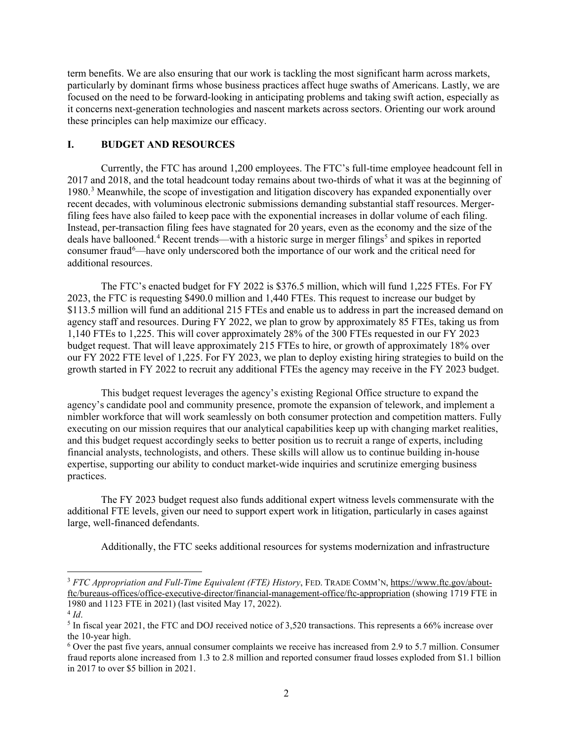term benefits. We are also ensuring that our work is tackling the most significant harm across markets, particularly by dominant firms whose business practices affect huge swaths of Americans. Lastly, we are focused on the need to be forward-looking in anticipating problems and taking swift action, especially as it concerns next-generation technologies and nascent markets across sectors. Orienting our work around these principles can help maximize our efficacy.

## I. BUDGET AND RESOURCES

Currently, the FTC has around 1,200 employees. The FTC's full-time employee headcount fell in 2017 and 2018, and the total headcount today remains about two-thirds of what it was at the beginning of 1980.[3] Meanwhile, the scope of investigation and litigation discovery has expanded exponentially over recent decades, with voluminous electronic submissions demanding substantial staff resources. Merger-filing fees have also failed to keep pace with the exponential increases in dollar volume of each filing. Instead, per-transaction filing fees have stagnated for 20 years, even as the economy and the size of the deals have ballooned.[4] Recent trends—with a historic surge in merger filings[5] and spikes in reported consumer fraud[6]—have only underscored both the importance of our work and the critical need for additional resources.

The FTC's enacted budget for FY 2022 is $376.5 million, which will fund 1,225 FTEs. For FY 2023, the FTC is requesting $490.0 million and 1,440 FTEs. This request to increase our budget by $113.5 million will fund an additional 215 FTEs and enable us to address in part the increased demand on agency staff and resources. During FY 2022, we plan to grow by approximately 85 FTEs, taking us from 1,140 FTEs to 1,225. This will cover approximately 28% of the 300 FTEs requested in our FY 2023 budget request. That will leave approximately 215 FTEs to hire, or growth of approximately 18% over our FY 2022 FTE level of 1,225. For FY 2023, we plan to deploy existing hiring strategies to build on the growth started in FY 2022 to recruit any additional FTEs the agency may receive in the FY 2023 budget.

This budget request leverages the agency's existing Regional Office structure to expand the agency's candidate pool and community presence, promote the expansion of telework, and implement a nimbler workforce that will work seamlessly on both consumer protection and competition matters. Fully executing on our mission requires that our analytical capabilities keep up with changing market realities, and this budget request accordingly seeks to better position us to recruit a range of experts, including financial analysts, technologists, and others. These skills will allow us to continue building in-house expertise, supporting our ability to conduct market-wide inquiries and scrutinize emerging business practices.

The FY 2023 budget request also funds additional expert witness levels commensurate with the additional FTE levels, given our need to support expert work in litigation, particularly in cases against large, well-financed defendants.

Additionally, the FTC seeks additional resources for systems modernization and infrastructure

---

[3] *FTC Appropriation and Full-Time Equivalent (FTE) History*, FED. TRADE COMM'N, https://www.ftc.gov/about-ftc/bureaus-offices/office-executive-director/financial-management-office/ftc-appropriation (showing 1719 FTE in 1980 and 1123 FTE in 2021) (last visited May 17, 2022).

[4] *Id*.

[5] In fiscal year 2021, the FTC and DOJ received notice of 3,520 transactions. This represents a 66% increase over the 10-year high.

[6] Over the past five years, annual consumer complaints we receive has increased from 2.9 to 5.7 million. Consumer fraud reports alone increased from 1.3 to 2.8 million and reported consumer fraud losses exploded from $1.1 billion in 2017 to over $5 billion in 2021.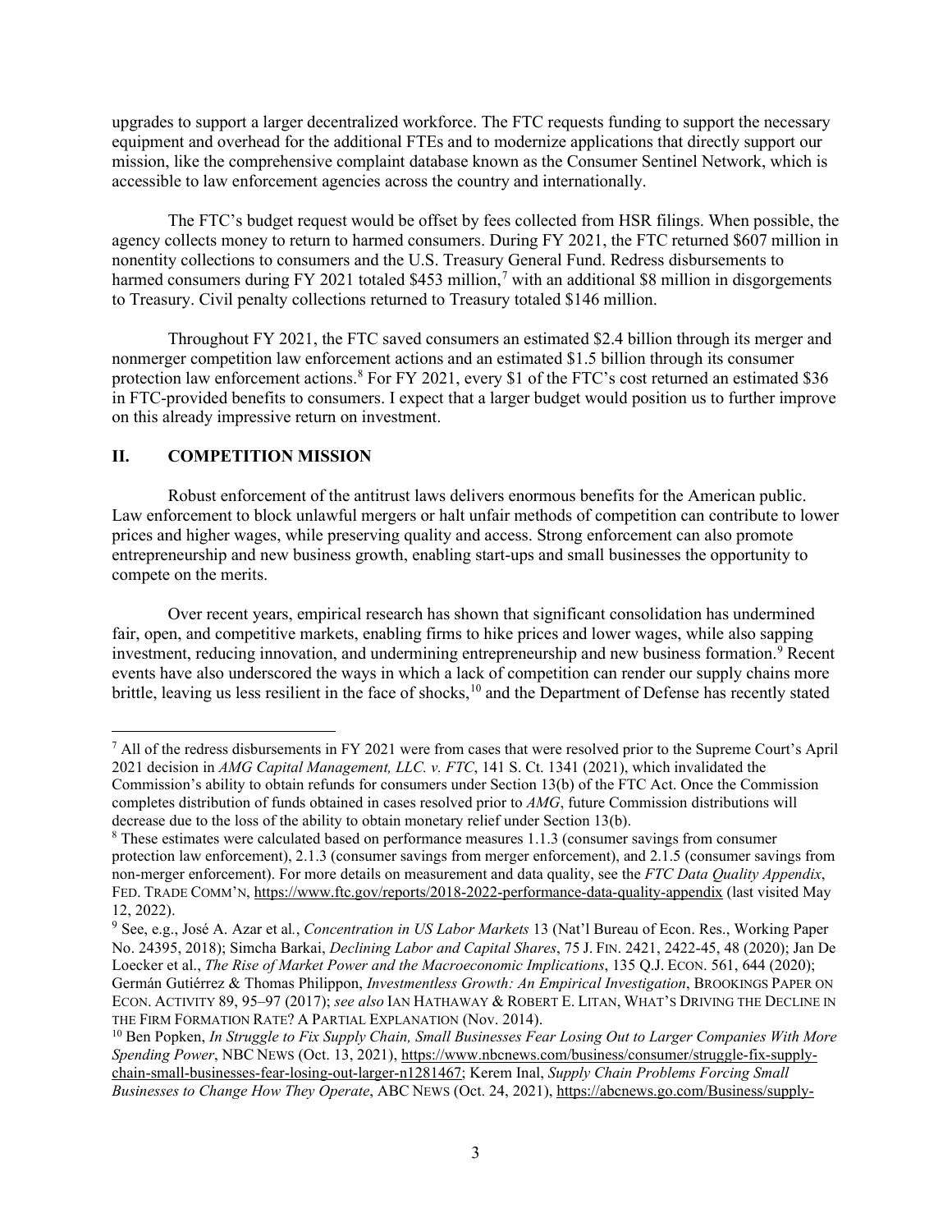upgrades to support a larger decentralized workforce. The FTC requests funding to support the necessary equipment and overhead for the additional FTEs and to modernize applications that directly support our mission, like the comprehensive complaint database known as the Consumer Sentinel Network, which is accessible to law enforcement agencies across the country and internationally.

The FTC's budget request would be offset by fees collected from HSR filings. When possible, the agency collects money to return to harmed consumers. During FY 2021, the FTC returned $607 million in nonentity collections to consumers and the U.S. Treasury General Fund. Redress disbursements to harmed consumers during FY 2021 totaled $453 million,[7] with an additional $8 million in disgorgements to Treasury. Civil penalty collections returned to Treasury totaled $146 million.

Throughout FY 2021, the FTC saved consumers an estimated $2.4 billion through its merger and nonmerger competition law enforcement actions and an estimated $1.5 billion through its consumer protection law enforcement actions.[8] For FY 2021, every $1 of the FTC's cost returned an estimated $36 in FTC-provided benefits to consumers. I expect that a larger budget would position us to further improve on this already impressive return on investment.

## II. COMPETITION MISSION

Robust enforcement of the antitrust laws delivers enormous benefits for the American public. Law enforcement to block unlawful mergers or halt unfair methods of competition can contribute to lower prices and higher wages, while preserving quality and access. Strong enforcement can also promote entrepreneurship and new business growth, enabling start-ups and small businesses the opportunity to compete on the merits.

Over recent years, empirical research has shown that significant consolidation has undermined fair, open, and competitive markets, enabling firms to hike prices and lower wages, while also sapping investment, reducing innovation, and undermining entrepreneurship and new business formation.[9] Recent events have also underscored the ways in which a lack of competition can render our supply chains more brittle, leaving us less resilient in the face of shocks,[10] and the Department of Defense has recently stated

---

[7] All of the redress disbursements in FY 2021 were from cases that were resolved prior to the Supreme Court's April 2021 decision in *AMG Capital Management, LLC. v. FTC*, 141 S. Ct. 1341 (2021), which invalidated the Commission's ability to obtain refunds for consumers under Section 13(b) of the FTC Act. Once the Commission completes distribution of funds obtained in cases resolved prior to *AMG*, future Commission distributions will decrease due to the loss of the ability to obtain monetary relief under Section 13(b).

[8] These estimates were calculated based on performance measures 1.1.3 (consumer savings from consumer protection law enforcement), 2.1.3 (consumer savings from merger enforcement), and 2.1.5 (consumer savings from non-merger enforcement). For more details on measurement and data quality, see the *FTC Data Quality Appendix*, FED. TRADE COMM'N, https://www.ftc.gov/reports/2018-2022-performance-data-quality-appendix (last visited May 12, 2022).

[9] See, e.g., José A. Azar et al., *Concentration in US Labor Markets* 13 (Nat'l Bureau of Econ. Res., Working Paper No. 24395, 2018); Simcha Barkai, *Declining Labor and Capital Shares*, 75 J. FIN. 2421, 2422-45, 48 (2020); Jan De Loecker et al., *The Rise of Market Power and the Macroeconomic Implications*, 135 Q.J. ECON. 561, 644 (2020); Germán Gutiérrez & Thomas Philippon, *Investmentless Growth: An Empirical Investigation*, BROOKINGS PAPER ON ECON. ACTIVITY 89, 95–97 (2017); *see also* IAN HATHAWAY & ROBERT E. LITAN, WHAT'S DRIVING THE DECLINE IN THE FIRM FORMATION RATE? A PARTIAL EXPLANATION (Nov. 2014).

[10] Ben Popken, *In Struggle to Fix Supply Chain, Small Businesses Fear Losing Out to Larger Companies With More Spending Power*, NBC NEWS (Oct. 13, 2021), https://www.nbcnews.com/business/consumer/struggle-fix-supply-chain-small-businesses-fear-losing-out-larger-n1281467; Kerem Inal, *Supply Chain Problems Forcing Small Businesses to Change How They Operate*, ABC NEWS (Oct. 24, 2021), https://abcnews.go.com/Business/supply-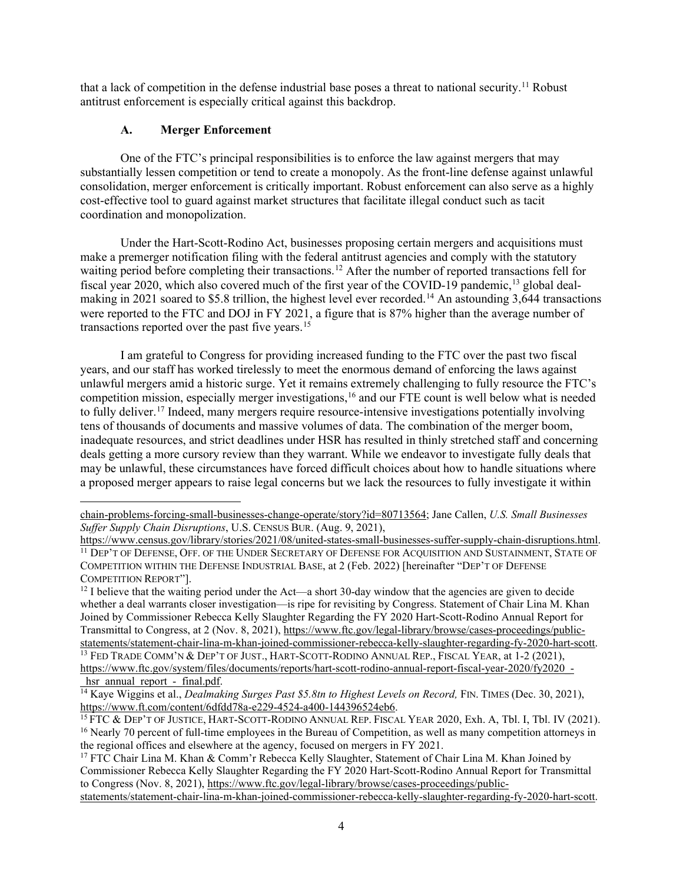that a lack of competition in the defense industrial base poses a threat to national security.[11] Robust antitrust enforcement is especially critical against this backdrop.

### A. Merger Enforcement

One of the FTC's principal responsibilities is to enforce the law against mergers that may substantially lessen competition or tend to create a monopoly. As the front-line defense against unlawful consolidation, merger enforcement is critically important. Robust enforcement can also serve as a highly cost-effective tool to guard against market structures that facilitate illegal conduct such as tacit coordination and monopolization.

Under the Hart-Scott-Rodino Act, businesses proposing certain mergers and acquisitions must make a premerger notification filing with the federal antitrust agencies and comply with the statutory waiting period before completing their transactions.[12] After the number of reported transactions fell for fiscal year 2020, which also covered much of the first year of the COVID-19 pandemic,[13] global deal-making in 2021 soared to $5.8 trillion, the highest level ever recorded.[14] An astounding 3,644 transactions were reported to the FTC and DOJ in FY 2021, a figure that is 87% higher than the average number of transactions reported over the past five years.[15]

I am grateful to Congress for providing increased funding to the FTC over the past two fiscal years, and our staff has worked tirelessly to meet the enormous demand of enforcing the laws against unlawful mergers amid a historic surge. Yet it remains extremely challenging to fully resource the FTC's competition mission, especially merger investigations,[16] and our FTE count is well below what is needed to fully deliver.[17] Indeed, many mergers require resource-intensive investigations potentially involving tens of thousands of documents and massive volumes of data. The combination of the merger boom, inadequate resources, and strict deadlines under HSR has resulted in thinly stretched staff and concerning deals getting a more cursory review than they warrant. While we endeavor to investigate fully deals that may be unlawful, these circumstances have forced difficult choices about how to handle situations where a proposed merger appears to raise legal concerns but we lack the resources to fully investigate it within

---

chain-problems-forcing-small-businesses-change-operate/story?id=80713564; Jane Callen, *U.S. Small Businesses Suffer Supply Chain Disruptions*, U.S. CENSUS BUR. (Aug. 9, 2021), https://www.census.gov/library/stories/2021/08/united-states-small-businesses-suffer-supply-chain-disruptions.html.

[11] DEP'T OF DEFENSE, OFF. OF THE UNDER SECRETARY OF DEFENSE FOR ACQUISITION AND SUSTAINMENT, STATE OF COMPETITION WITHIN THE DEFENSE INDUSTRIAL BASE, at 2 (Feb. 2022) [hereinafter "DEP'T OF DEFENSE COMPETITION REPORT"].

[12] I believe that the waiting period under the Act—a short 30-day window that the agencies are given to decide whether a deal warrants closer investigation—is ripe for revisiting by Congress. Statement of Chair Lina M. Khan Joined by Commissioner Rebecca Kelly Slaughter Regarding the FY 2020 Hart-Scott-Rodino Annual Report for Transmittal to Congress, at 2 (Nov. 8, 2021), https://www.ftc.gov/legal-library/browse/cases-proceedings/public-statements/statement-chair-lina-m-khan-joined-commissioner-rebecca-kelly-slaughter-regarding-fy-2020-hart-scott.

[13] FED TRADE COMM'N & DEP'T OF JUST., HART-SCOTT-RODINO ANNUAL REP., FISCAL YEAR, at 1-2 (2021), https://www.ftc.gov/system/files/documents/reports/hart-scott-rodino-annual-report-fiscal-year-2020/fy2020_-_hsr_annual_report_-_final.pdf.

[14] Kaye Wiggins et al., *Dealmaking Surges Past $5.8tn to Highest Levels on Record,* FIN. TIMES (Dec. 30, 2021), https://www.ft.com/content/6dfdd78a-e229-4524-a400-144396524eb6.

[15] FTC & DEP'T OF JUSTICE, HART-SCOTT-RODINO ANNUAL REP. FISCAL YEAR 2020, Exh. A, Tbl. I, Tbl. IV (2021).

[16] Nearly 70 percent of full-time employees in the Bureau of Competition, as well as many competition attorneys in the regional offices and elsewhere at the agency, focused on mergers in FY 2021.

[17] FTC Chair Lina M. Khan & Comm'r Rebecca Kelly Slaughter, Statement of Chair Lina M. Khan Joined by Commissioner Rebecca Kelly Slaughter Regarding the FY 2020 Hart-Scott-Rodino Annual Report for Transmittal to Congress (Nov. 8, 2021), https://www.ftc.gov/legal-library/browse/cases-proceedings/public-statements/statement-chair-lina-m-khan-joined-commissioner-rebecca-kelly-slaughter-regarding-fy-2020-hart-scott.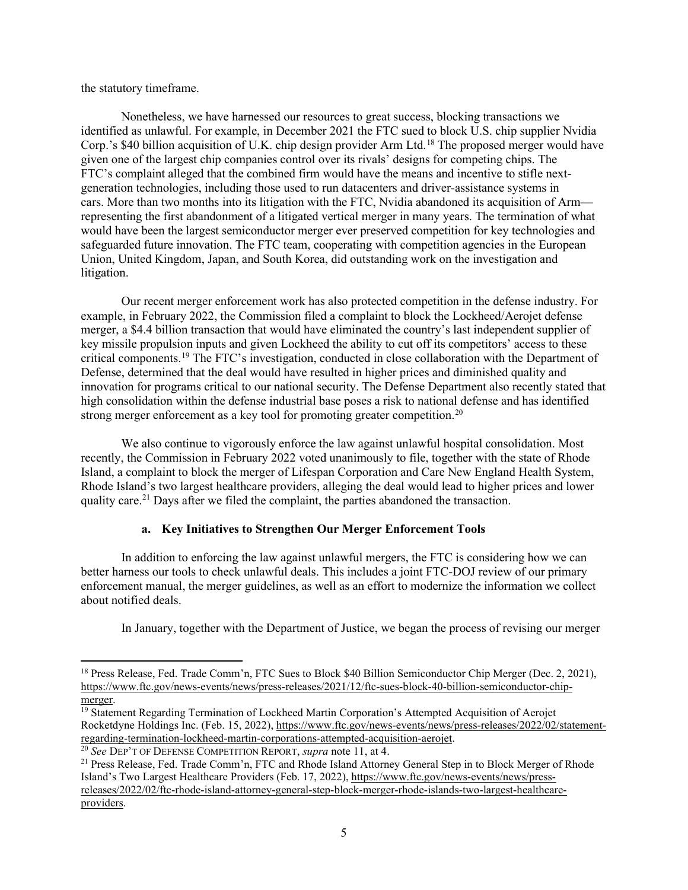the statutory timeframe.

Nonetheless, we have harnessed our resources to great success, blocking transactions we identified as unlawful. For example, in December 2021 the FTC sued to block U.S. chip supplier Nvidia Corp.'s $40 billion acquisition of U.K. chip design provider Arm Ltd.[18] The proposed merger would have given one of the largest chip companies control over its rivals' designs for competing chips. The FTC's complaint alleged that the combined firm would have the means and incentive to stifle next-generation technologies, including those used to run datacenters and driver-assistance systems in cars. More than two months into its litigation with the FTC, Nvidia abandoned its acquisition of Arm—representing the first abandonment of a litigated vertical merger in many years. The termination of what would have been the largest semiconductor merger ever preserved competition for key technologies and safeguarded future innovation. The FTC team, cooperating with competition agencies in the European Union, United Kingdom, Japan, and South Korea, did outstanding work on the investigation and litigation.

Our recent merger enforcement work has also protected competition in the defense industry. For example, in February 2022, the Commission filed a complaint to block the Lockheed/Aerojet defense merger, a $4.4 billion transaction that would have eliminated the country's last independent supplier of key missile propulsion inputs and given Lockheed the ability to cut off its competitors' access to these critical components.[19] The FTC's investigation, conducted in close collaboration with the Department of Defense, determined that the deal would have resulted in higher prices and diminished quality and innovation for programs critical to our national security. The Defense Department also recently stated that high consolidation within the defense industrial base poses a risk to national defense and has identified strong merger enforcement as a key tool for promoting greater competition.[20]

We also continue to vigorously enforce the law against unlawful hospital consolidation. Most recently, the Commission in February 2022 voted unanimously to file, together with the state of Rhode Island, a complaint to block the merger of Lifespan Corporation and Care New England Health System, Rhode Island's two largest healthcare providers, alleging the deal would lead to higher prices and lower quality care.[21] Days after we filed the complaint, the parties abandoned the transaction.

#### a. Key Initiatives to Strengthen Our Merger Enforcement Tools

In addition to enforcing the law against unlawful mergers, the FTC is considering how we can better harness our tools to check unlawful deals. This includes a joint FTC-DOJ review of our primary enforcement manual, the merger guidelines, as well as an effort to modernize the information we collect about notified deals.

In January, together with the Department of Justice, we began the process of revising our merger

---

[18] Press Release, Fed. Trade Comm'n, FTC Sues to Block $40 Billion Semiconductor Chip Merger (Dec. 2, 2021), https://www.ftc.gov/news-events/news/press-releases/2021/12/ftc-sues-block-40-billion-semiconductor-chip-merger.

[19] Statement Regarding Termination of Lockheed Martin Corporation's Attempted Acquisition of Aerojet Rocketdyne Holdings Inc. (Feb. 15, 2022), https://www.ftc.gov/news-events/news/press-releases/2022/02/statement-regarding-termination-lockheed-martin-corporations-attempted-acquisition-aerojet.

[20] *See* DEP'T OF DEFENSE COMPETITION REPORT, *supra* note 11, at 4.

[21] Press Release, Fed. Trade Comm'n, FTC and Rhode Island Attorney General Step in to Block Merger of Rhode Island's Two Largest Healthcare Providers (Feb. 17, 2022), https://www.ftc.gov/news-events/news/press-releases/2022/02/ftc-rhode-island-attorney-general-step-block-merger-rhode-islands-two-largest-healthcare-providers.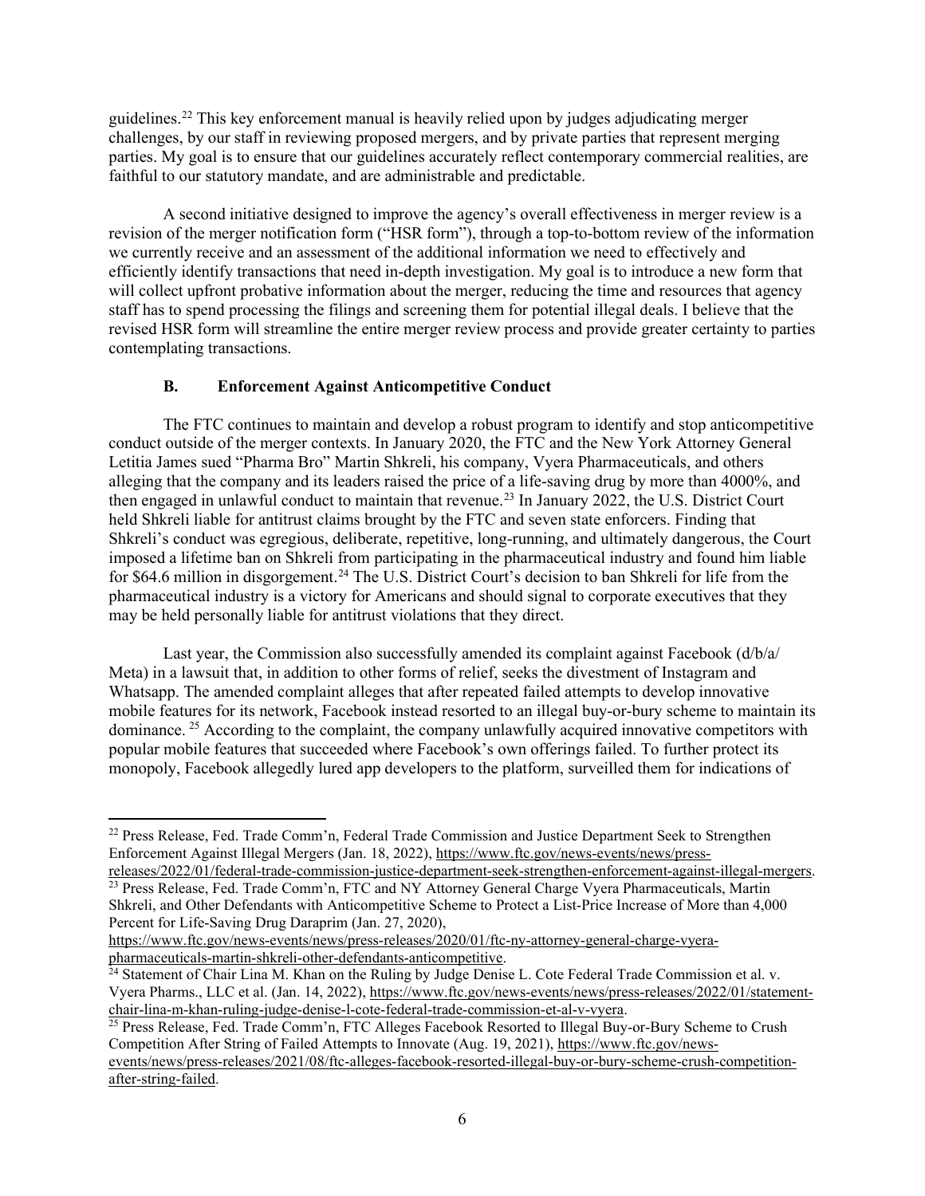guidelines.[22] This key enforcement manual is heavily relied upon by judges adjudicating merger challenges, by our staff in reviewing proposed mergers, and by private parties that represent merging parties. My goal is to ensure that our guidelines accurately reflect contemporary commercial realities, are faithful to our statutory mandate, and are administrable and predictable.

A second initiative designed to improve the agency's overall effectiveness in merger review is a revision of the merger notification form ("HSR form"), through a top-to-bottom review of the information we currently receive and an assessment of the additional information we need to effectively and efficiently identify transactions that need in-depth investigation. My goal is to introduce a new form that will collect upfront probative information about the merger, reducing the time and resources that agency staff has to spend processing the filings and screening them for potential illegal deals. I believe that the revised HSR form will streamline the entire merger review process and provide greater certainty to parties contemplating transactions.

### B. Enforcement Against Anticompetitive Conduct

The FTC continues to maintain and develop a robust program to identify and stop anticompetitive conduct outside of the merger contexts. In January 2020, the FTC and the New York Attorney General Letitia James sued "Pharma Bro" Martin Shkreli, his company, Vyera Pharmaceuticals, and others alleging that the company and its leaders raised the price of a life-saving drug by more than 4000%, and then engaged in unlawful conduct to maintain that revenue.[23] In January 2022, the U.S. District Court held Shkreli liable for antitrust claims brought by the FTC and seven state enforcers. Finding that Shkreli's conduct was egregious, deliberate, repetitive, long-running, and ultimately dangerous, the Court imposed a lifetime ban on Shkreli from participating in the pharmaceutical industry and found him liable for $64.6 million in disgorgement.[24] The U.S. District Court's decision to ban Shkreli for life from the pharmaceutical industry is a victory for Americans and should signal to corporate executives that they may be held personally liable for antitrust violations that they direct.

Last year, the Commission also successfully amended its complaint against Facebook (d/b/a/ Meta) in a lawsuit that, in addition to other forms of relief, seeks the divestment of Instagram and Whatsapp. The amended complaint alleges that after repeated failed attempts to develop innovative mobile features for its network, Facebook instead resorted to an illegal buy-or-bury scheme to maintain its dominance. [25] According to the complaint, the company unlawfully acquired innovative competitors with popular mobile features that succeeded where Facebook's own offerings failed. To further protect its monopoly, Facebook allegedly lured app developers to the platform, surveilled them for indications of

---

[22] Press Release, Fed. Trade Comm'n, Federal Trade Commission and Justice Department Seek to Strengthen Enforcement Against Illegal Mergers (Jan. 18, 2022), https://www.ftc.gov/news-events/news/press-releases/2022/01/federal-trade-commission-justice-department-seek-strengthen-enforcement-against-illegal-mergers.

[23] Press Release, Fed. Trade Comm'n, FTC and NY Attorney General Charge Vyera Pharmaceuticals, Martin Shkreli, and Other Defendants with Anticompetitive Scheme to Protect a List-Price Increase of More than 4,000 Percent for Life-Saving Drug Daraprim (Jan. 27, 2020), https://www.ftc.gov/news-events/news/press-releases/2020/01/ftc-ny-attorney-general-charge-vyera-pharmaceuticals-martin-shkreli-other-defendants-anticompetitive.

[24] Statement of Chair Lina M. Khan on the Ruling by Judge Denise L. Cote Federal Trade Commission et al. v. Vyera Pharms., LLC et al. (Jan. 14, 2022), https://www.ftc.gov/news-events/news/press-releases/2022/01/statement-chair-lina-m-khan-ruling-judge-denise-l-cote-federal-trade-commission-et-al-v-vyera.

[25] Press Release, Fed. Trade Comm'n, FTC Alleges Facebook Resorted to Illegal Buy-or-Bury Scheme to Crush Competition After String of Failed Attempts to Innovate (Aug. 19, 2021), https://www.ftc.gov/news-events/news/press-releases/2021/08/ftc-alleges-facebook-resorted-illegal-buy-or-bury-scheme-crush-competition-after-string-failed.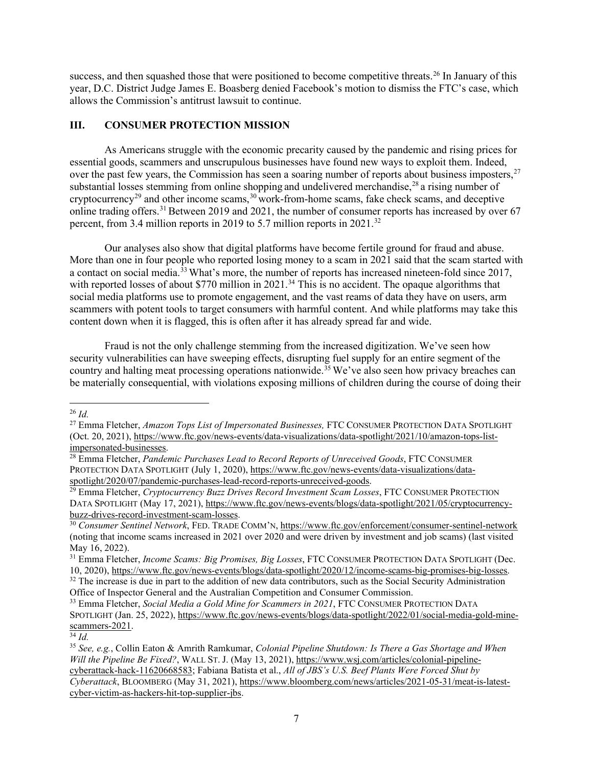success, and then squashed those that were positioned to become competitive threats.[26] In January of this year, D.C. District Judge James E. Boasberg denied Facebook's motion to dismiss the FTC's case, which allows the Commission's antitrust lawsuit to continue.

## III. CONSUMER PROTECTION MISSION

As Americans struggle with the economic precarity caused by the pandemic and rising prices for essential goods, scammers and unscrupulous businesses have found new ways to exploit them. Indeed, over the past few years, the Commission has seen a soaring number of reports about business imposters,[27] substantial losses stemming from online shopping and undelivered merchandise,[28] a rising number of cryptocurrency[29] and other income scams,[30] work-from-home scams, fake check scams, and deceptive online trading offers.[31] Between 2019 and 2021, the number of consumer reports has increased by over 67 percent, from 3.4 million reports in 2019 to 5.7 million reports in 2021.[32]

Our analyses also show that digital platforms have become fertile ground for fraud and abuse. More than one in four people who reported losing money to a scam in 2021 said that the scam started with a contact on social media.[33] What's more, the number of reports has increased nineteen-fold since 2017, with reported losses of about $770 million in 2021.[34] This is no accident. The opaque algorithms that social media platforms use to promote engagement, and the vast reams of data they have on users, arm scammers with potent tools to target consumers with harmful content. And while platforms may take this content down when it is flagged, this is often after it has already spread far and wide.

Fraud is not the only challenge stemming from the increased digitization. We've seen how security vulnerabilities can have sweeping effects, disrupting fuel supply for an entire segment of the country and halting meat processing operations nationwide.[35] We've also seen how privacy breaches can be materially consequential, with violations exposing millions of children during the course of doing their

---

[26] *Id.*

[27] Emma Fletcher, *Amazon Tops List of Impersonated Businesses,* FTC CONSUMER PROTECTION DATA SPOTLIGHT (Oct. 20, 2021), https://www.ftc.gov/news-events/data-visualizations/data-spotlight/2021/10/amazon-tops-list-impersonated-businesses.

[28] Emma Fletcher, *Pandemic Purchases Lead to Record Reports of Unreceived Goods*, FTC CONSUMER PROTECTION DATA SPOTLIGHT (July 1, 2020), https://www.ftc.gov/news-events/data-visualizations/data-spotlight/2020/07/pandemic-purchases-lead-record-reports-unreceived-goods.

[29] Emma Fletcher, *Cryptocurrency Buzz Drives Record Investment Scam Losses*, FTC CONSUMER PROTECTION DATA SPOTLIGHT (May 17, 2021), https://www.ftc.gov/news-events/blogs/data-spotlight/2021/05/cryptocurrency-buzz-drives-record-investment-scam-losses.

[30] *Consumer Sentinel Network*, FED. TRADE COMM'N, https://www.ftc.gov/enforcement/consumer-sentinel-network (noting that income scams increased in 2021 over 2020 and were driven by investment and job scams) (last visited May 16, 2022).

[31] Emma Fletcher, *Income Scams: Big Promises, Big Losses*, FTC CONSUMER PROTECTION DATA SPOTLIGHT (Dec. 10, 2020), https://www.ftc.gov/news-events/blogs/data-spotlight/2020/12/income-scams-big-promises-big-losses.

[32] The increase is due in part to the addition of new data contributors, such as the Social Security Administration Office of Inspector General and the Australian Competition and Consumer Commission.

[33] Emma Fletcher, *Social Media a Gold Mine for Scammers in 2021*, FTC CONSUMER PROTECTION DATA SPOTLIGHT (Jan. 25, 2022), https://www.ftc.gov/news-events/blogs/data-spotlight/2022/01/social-media-gold-mine-scammers-2021.

[34] *Id.*

[35] *See, e.g.*, Collin Eaton & Amrith Ramkumar, *Colonial Pipeline Shutdown: Is There a Gas Shortage and When Will the Pipeline Be Fixed?*, WALL ST. J. (May 13, 2021), https://www.wsj.com/articles/colonial-pipeline-cyberattack-hack-11620668583; Fabiana Batista et al., *All of JBS's U.S. Beef Plants Were Forced Shut by Cyberattack*, BLOOMBERG (May 31, 2021), https://www.bloomberg.com/news/articles/2021-05-31/meat-is-latest-cyber-victim-as-hackers-hit-top-supplier-jbs.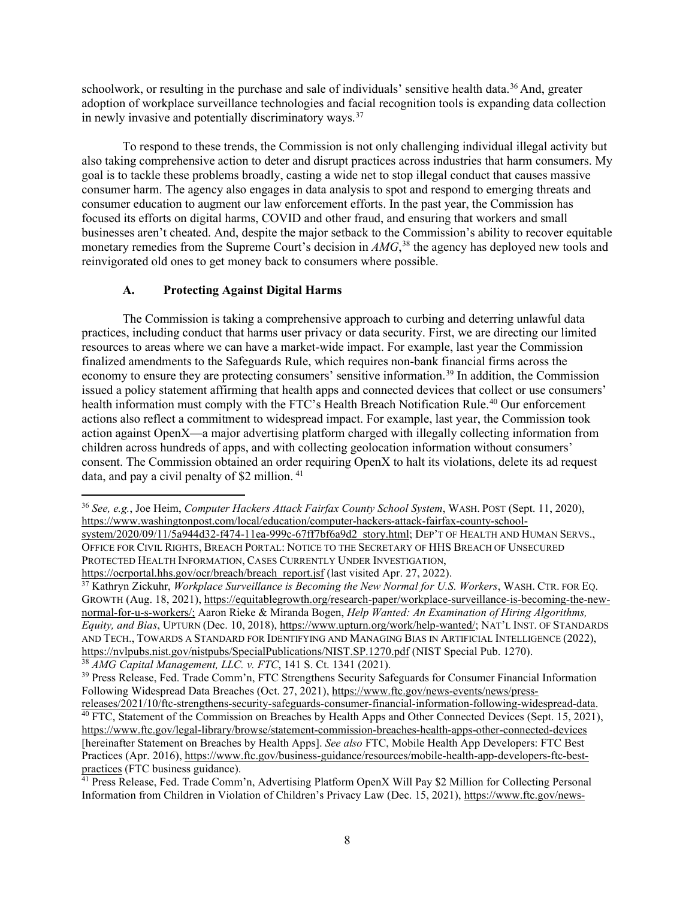schoolwork, or resulting in the purchase and sale of individuals' sensitive health data.[36] And, greater adoption of workplace surveillance technologies and facial recognition tools is expanding data collection in newly invasive and potentially discriminatory ways.[37]

To respond to these trends, the Commission is not only challenging individual illegal activity but also taking comprehensive action to deter and disrupt practices across industries that harm consumers. My goal is to tackle these problems broadly, casting a wide net to stop illegal conduct that causes massive consumer harm. The agency also engages in data analysis to spot and respond to emerging threats and consumer education to augment our law enforcement efforts. In the past year, the Commission has focused its efforts on digital harms, COVID and other fraud, and ensuring that workers and small businesses aren't cheated. And, despite the major setback to the Commission's ability to recover equitable monetary remedies from the Supreme Court's decision in *AMG*,[38] the agency has deployed new tools and reinvigorated old ones to get money back to consumers where possible.

### A. Protecting Against Digital Harms

The Commission is taking a comprehensive approach to curbing and deterring unlawful data practices, including conduct that harms user privacy or data security. First, we are directing our limited resources to areas where we can have a market-wide impact. For example, last year the Commission finalized amendments to the Safeguards Rule, which requires non-bank financial firms across the economy to ensure they are protecting consumers' sensitive information.[39] In addition, the Commission issued a policy statement affirming that health apps and connected devices that collect or use consumers' health information must comply with the FTC's Health Breach Notification Rule.[40] Our enforcement actions also reflect a commitment to widespread impact. For example, last year, the Commission took action against OpenX—a major advertising platform charged with illegally collecting information from children across hundreds of apps, and with collecting geolocation information without consumers' consent. The Commission obtained an order requiring OpenX to halt its violations, delete its ad request data, and pay a civil penalty of $2 million.[41]

---

[36] *See, e.g.*, Joe Heim, *Computer Hackers Attack Fairfax County School System*, WASH. POST (Sept. 11, 2020), https://www.washingtonpost.com/local/education/computer-hackers-attack-fairfax-county-school-system/2020/09/11/5a944d32-f474-11ea-999c-67ff7bf6a9d2_story.html; DEP'T OF HEALTH AND HUMAN SERVS., OFFICE FOR CIVIL RIGHTS, BREACH PORTAL: NOTICE TO THE SECRETARY OF HHS BREACH OF UNSECURED PROTECTED HEALTH INFORMATION, CASES CURRENTLY UNDER INVESTIGATION, https://ocrportal.hhs.gov/ocr/breach/breach_report.jsf (last visited Apr. 27, 2022).

[37] Kathryn Zickuhr, *Workplace Surveillance is Becoming the New Normal for U.S. Workers*, WASH. CTR. FOR EQ. GROWTH (Aug. 18, 2021), https://equitablegrowth.org/research-paper/workplace-surveillance-is-becoming-the-new-normal-for-u-s-workers/; Aaron Rieke & Miranda Bogen, *Help Wanted: An Examination of Hiring Algorithms, Equity, and Bias*, UPTURN (Dec. 10, 2018), https://www.upturn.org/work/help-wanted/; NAT'L INST. OF STANDARDS AND TECH., TOWARDS A STANDARD FOR IDENTIFYING AND MANAGING BIAS IN ARTIFICIAL INTELLIGENCE (2022), https://nvlpubs.nist.gov/nistpubs/SpecialPublications/NIST.SP.1270.pdf (NIST Special Pub. 1270).

[38] *AMG Capital Management, LLC. v. FTC*, 141 S. Ct. 1341 (2021).

[39] Press Release, Fed. Trade Comm'n, FTC Strengthens Security Safeguards for Consumer Financial Information Following Widespread Data Breaches (Oct. 27, 2021), https://www.ftc.gov/news-events/news/press-releases/2021/10/ftc-strengthens-security-safeguards-consumer-financial-information-following-widespread-data.

[40] FTC, Statement of the Commission on Breaches by Health Apps and Other Connected Devices (Sept. 15, 2021), https://www.ftc.gov/legal-library/browse/statement-commission-breaches-health-apps-other-connected-devices [hereinafter Statement on Breaches by Health Apps]. *See also* FTC, Mobile Health App Developers: FTC Best Practices (Apr. 2016), https://www.ftc.gov/business-guidance/resources/mobile-health-app-developers-ftc-best-practices (FTC business guidance).

[41] Press Release, Fed. Trade Comm'n, Advertising Platform OpenX Will Pay $2 Million for Collecting Personal Information from Children in Violation of Children's Privacy Law (Dec. 15, 2021), https://www.ftc.gov/news-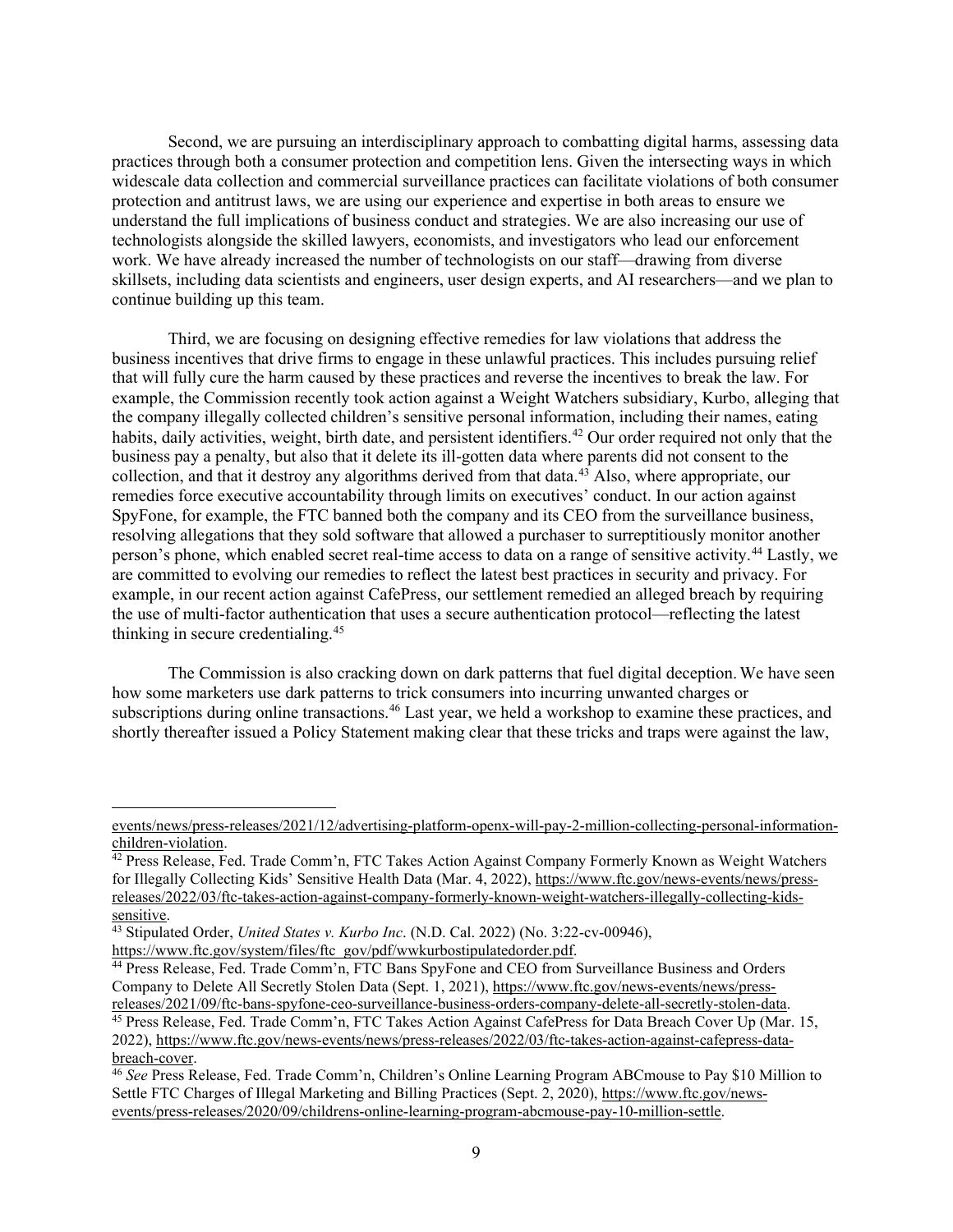Second, we are pursuing an interdisciplinary approach to combatting digital harms, assessing data practices through both a consumer protection and competition lens. Given the intersecting ways in which widescale data collection and commercial surveillance practices can facilitate violations of both consumer protection and antitrust laws, we are using our experience and expertise in both areas to ensure we understand the full implications of business conduct and strategies. We are also increasing our use of technologists alongside the skilled lawyers, economists, and investigators who lead our enforcement work. We have already increased the number of technologists on our staff—drawing from diverse skillsets, including data scientists and engineers, user design experts, and AI researchers—and we plan to continue building up this team.

Third, we are focusing on designing effective remedies for law violations that address the business incentives that drive firms to engage in these unlawful practices. This includes pursuing relief that will fully cure the harm caused by these practices and reverse the incentives to break the law. For example, the Commission recently took action against a Weight Watchers subsidiary, Kurbo, alleging that the company illegally collected children's sensitive personal information, including their names, eating habits, daily activities, weight, birth date, and persistent identifiers.[42] Our order required not only that the business pay a penalty, but also that it delete its ill-gotten data where parents did not consent to the collection, and that it destroy any algorithms derived from that data.[43] Also, where appropriate, our remedies force executive accountability through limits on executives' conduct. In our action against SpyFone, for example, the FTC banned both the company and its CEO from the surveillance business, resolving allegations that they sold software that allowed a purchaser to surreptitiously monitor another person's phone, which enabled secret real-time access to data on a range of sensitive activity.[44] Lastly, we are committed to evolving our remedies to reflect the latest best practices in security and privacy. For example, in our recent action against CafePress, our settlement remedied an alleged breach by requiring the use of multi-factor authentication that uses a secure authentication protocol—reflecting the latest thinking in secure credentialing.[45]

The Commission is also cracking down on dark patterns that fuel digital deception. We have seen how some marketers use dark patterns to trick consumers into incurring unwanted charges or subscriptions during online transactions.[46] Last year, we held a workshop to examine these practices, and shortly thereafter issued a Policy Statement making clear that these tricks and traps were against the law,

---

events/news/press-releases/2021/12/advertising-platform-openx-will-pay-2-million-collecting-personal-information-children-violation.

[42] Press Release, Fed. Trade Comm'n, FTC Takes Action Against Company Formerly Known as Weight Watchers for Illegally Collecting Kids' Sensitive Health Data (Mar. 4, 2022), https://www.ftc.gov/news-events/news/press-releases/2022/03/ftc-takes-action-against-company-formerly-known-weight-watchers-illegally-collecting-kids-sensitive.

[43] Stipulated Order, *United States v. Kurbo Inc*. (N.D. Cal. 2022) (No. 3:22-cv-00946), https://www.ftc.gov/system/files/ftc_gov/pdf/wwkurbostipulatedorder.pdf.

[44] Press Release, Fed. Trade Comm'n, FTC Bans SpyFone and CEO from Surveillance Business and Orders Company to Delete All Secretly Stolen Data (Sept. 1, 2021), https://www.ftc.gov/news-events/news/press-releases/2021/09/ftc-bans-spyfone-ceo-surveillance-business-orders-company-delete-all-secretly-stolen-data.

[45] Press Release, Fed. Trade Comm'n, FTC Takes Action Against CafePress for Data Breach Cover Up (Mar. 15, 2022), https://www.ftc.gov/news-events/news/press-releases/2022/03/ftc-takes-action-against-cafepress-data-breach-cover.

[46] *See* Press Release, Fed. Trade Comm'n, Children's Online Learning Program ABCmouse to Pay $10 Million to Settle FTC Charges of Illegal Marketing and Billing Practices (Sept. 2, 2020), https://www.ftc.gov/news-events/press-releases/2020/09/childrens-online-learning-program-abcmouse-pay-10-million-settle.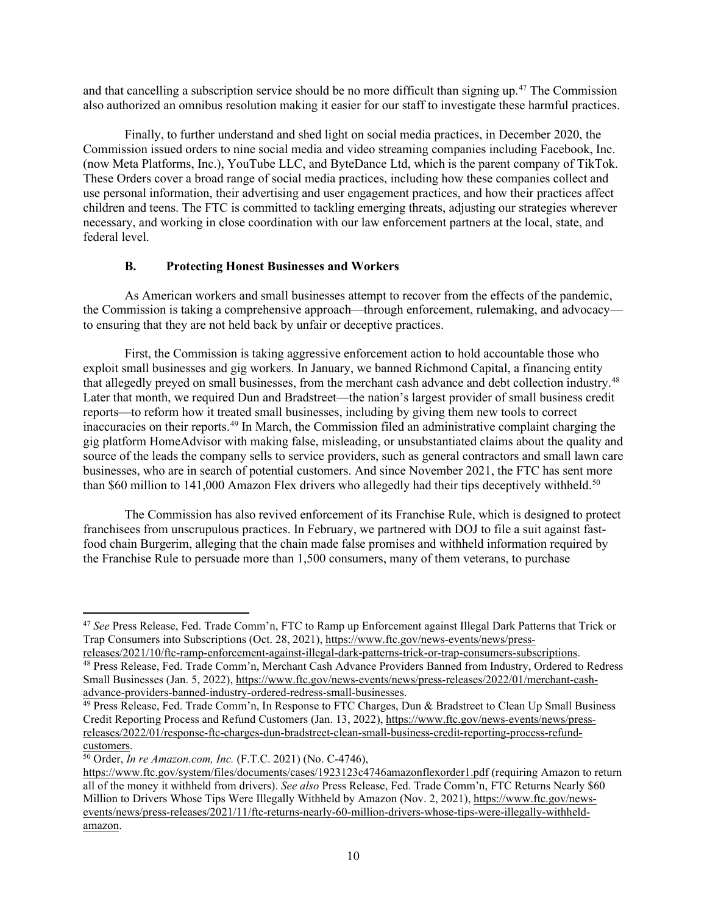and that cancelling a subscription service should be no more difficult than signing up.[47] The Commission also authorized an omnibus resolution making it easier for our staff to investigate these harmful practices.

Finally, to further understand and shed light on social media practices, in December 2020, the Commission issued orders to nine social media and video streaming companies including Facebook, Inc. (now Meta Platforms, Inc.), YouTube LLC, and ByteDance Ltd, which is the parent company of TikTok. These Orders cover a broad range of social media practices, including how these companies collect and use personal information, their advertising and user engagement practices, and how their practices affect children and teens. The FTC is committed to tackling emerging threats, adjusting our strategies wherever necessary, and working in close coordination with our law enforcement partners at the local, state, and federal level.

### B. Protecting Honest Businesses and Workers

As American workers and small businesses attempt to recover from the effects of the pandemic, the Commission is taking a comprehensive approach—through enforcement, rulemaking, and advocacy—to ensuring that they are not held back by unfair or deceptive practices.

First, the Commission is taking aggressive enforcement action to hold accountable those who exploit small businesses and gig workers. In January, we banned Richmond Capital, a financing entity that allegedly preyed on small businesses, from the merchant cash advance and debt collection industry.[48] Later that month, we required Dun and Bradstreet—the nation's largest provider of small business credit reports—to reform how it treated small businesses, including by giving them new tools to correct inaccuracies on their reports.[49] In March, the Commission filed an administrative complaint charging the gig platform HomeAdvisor with making false, misleading, or unsubstantiated claims about the quality and source of the leads the company sells to service providers, such as general contractors and small lawn care businesses, who are in search of potential customers. And since November 2021, the FTC has sent more than $60 million to 141,000 Amazon Flex drivers who allegedly had their tips deceptively withheld.[50]

The Commission has also revived enforcement of its Franchise Rule, which is designed to protect franchisees from unscrupulous practices. In February, we partnered with DOJ to file a suit against fast-food chain Burgerim, alleging that the chain made false promises and withheld information required by the Franchise Rule to persuade more than 1,500 consumers, many of them veterans, to purchase

---

[47] *See* Press Release, Fed. Trade Comm'n, FTC to Ramp up Enforcement against Illegal Dark Patterns that Trick or Trap Consumers into Subscriptions (Oct. 28, 2021), https://www.ftc.gov/news-events/news/press-releases/2021/10/ftc-ramp-enforcement-against-illegal-dark-patterns-trick-or-trap-consumers-subscriptions.

[48] Press Release, Fed. Trade Comm'n, Merchant Cash Advance Providers Banned from Industry, Ordered to Redress Small Businesses (Jan. 5, 2022), https://www.ftc.gov/news-events/news/press-releases/2022/01/merchant-cash-advance-providers-banned-industry-ordered-redress-small-businesses.

[49] Press Release, Fed. Trade Comm'n, In Response to FTC Charges, Dun & Bradstreet to Clean Up Small Business Credit Reporting Process and Refund Customers (Jan. 13, 2022), https://www.ftc.gov/news-events/news/press-releases/2022/01/response-ftc-charges-dun-bradstreet-clean-small-business-credit-reporting-process-refund-customers.

[50] Order, *In re Amazon.com, Inc.* (F.T.C. 2021) (No. C-4746), https://www.ftc.gov/system/files/documents/cases/1923123c4746amazonflexorder1.pdf (requiring Amazon to return all of the money it withheld from drivers). *See also* Press Release, Fed. Trade Comm'n, FTC Returns Nearly $60 Million to Drivers Whose Tips Were Illegally Withheld by Amazon (Nov. 2, 2021), https://www.ftc.gov/news-events/news/press-releases/2021/11/ftc-returns-nearly-60-million-drivers-whose-tips-were-illegally-withheld-amazon.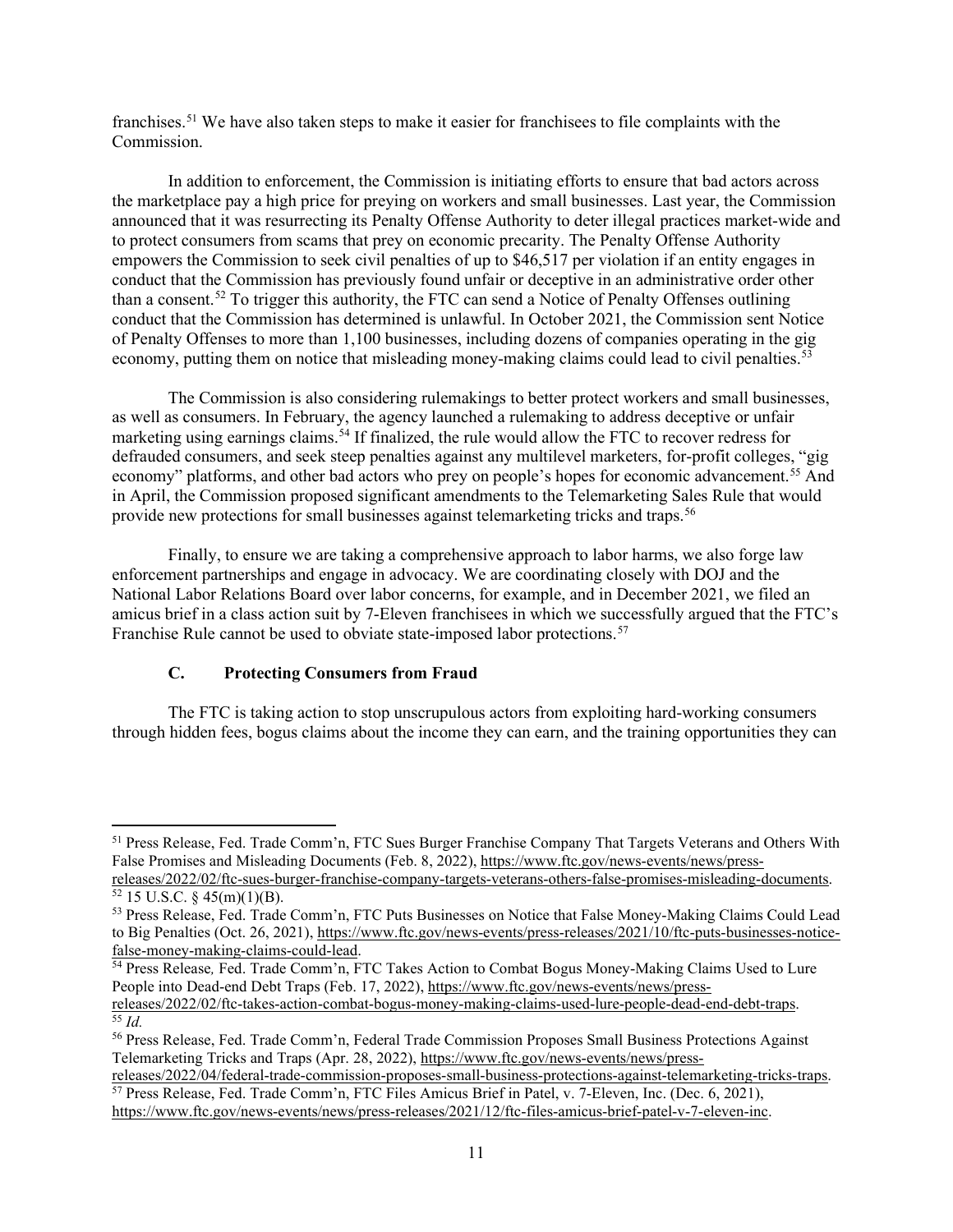franchises.[51] We have also taken steps to make it easier for franchisees to file complaints with the Commission.

In addition to enforcement, the Commission is initiating efforts to ensure that bad actors across the marketplace pay a high price for preying on workers and small businesses. Last year, the Commission announced that it was resurrecting its Penalty Offense Authority to deter illegal practices market-wide and to protect consumers from scams that prey on economic precarity. The Penalty Offense Authority empowers the Commission to seek civil penalties of up to $46,517 per violation if an entity engages in conduct that the Commission has previously found unfair or deceptive in an administrative order other than a consent.[52] To trigger this authority, the FTC can send a Notice of Penalty Offenses outlining conduct that the Commission has determined is unlawful. In October 2021, the Commission sent Notice of Penalty Offenses to more than 1,100 businesses, including dozens of companies operating in the gig economy, putting them on notice that misleading money-making claims could lead to civil penalties.[53]

The Commission is also considering rulemakings to better protect workers and small businesses, as well as consumers. In February, the agency launched a rulemaking to address deceptive or unfair marketing using earnings claims.[54] If finalized, the rule would allow the FTC to recover redress for defrauded consumers, and seek steep penalties against any multilevel marketers, for-profit colleges, "gig economy" platforms, and other bad actors who prey on people's hopes for economic advancement.[55] And in April, the Commission proposed significant amendments to the Telemarketing Sales Rule that would provide new protections for small businesses against telemarketing tricks and traps.[56]

Finally, to ensure we are taking a comprehensive approach to labor harms, we also forge law enforcement partnerships and engage in advocacy. We are coordinating closely with DOJ and the National Labor Relations Board over labor concerns, for example, and in December 2021, we filed an amicus brief in a class action suit by 7-Eleven franchisees in which we successfully argued that the FTC's Franchise Rule cannot be used to obviate state-imposed labor protections.[57]

### C. Protecting Consumers from Fraud

The FTC is taking action to stop unscrupulous actors from exploiting hard-working consumers through hidden fees, bogus claims about the income they can earn, and the training opportunities they can

---

[51] Press Release, Fed. Trade Comm'n, FTC Sues Burger Franchise Company That Targets Veterans and Others With False Promises and Misleading Documents (Feb. 8, 2022), https://www.ftc.gov/news-events/news/press-releases/2022/02/ftc-sues-burger-franchise-company-targets-veterans-others-false-promises-misleading-documents.

[52] 15 U.S.C. § 45(m)(1)(B).

[53] Press Release, Fed. Trade Comm'n, FTC Puts Businesses on Notice that False Money-Making Claims Could Lead to Big Penalties (Oct. 26, 2021), https://www.ftc.gov/news-events/press-releases/2021/10/ftc-puts-businesses-notice-false-money-making-claims-could-lead.

[54] Press Release, Fed. Trade Comm'n, FTC Takes Action to Combat Bogus Money-Making Claims Used to Lure People into Dead-end Debt Traps (Feb. 17, 2022), https://www.ftc.gov/news-events/news/press-releases/2022/02/ftc-takes-action-combat-bogus-money-making-claims-used-lure-people-dead-end-debt-traps.

[55] *Id.*

[56] Press Release, Fed. Trade Comm'n, Federal Trade Commission Proposes Small Business Protections Against Telemarketing Tricks and Traps (Apr. 28, 2022), https://www.ftc.gov/news-events/news/press-releases/2022/04/federal-trade-commission-proposes-small-business-protections-against-telemarketing-tricks-traps.

[57] Press Release, Fed. Trade Comm'n, FTC Files Amicus Brief in Patel, v. 7-Eleven, Inc. (Dec. 6, 2021), https://www.ftc.gov/news-events/news/press-releases/2021/12/ftc-files-amicus-brief-patel-v-7-eleven-inc.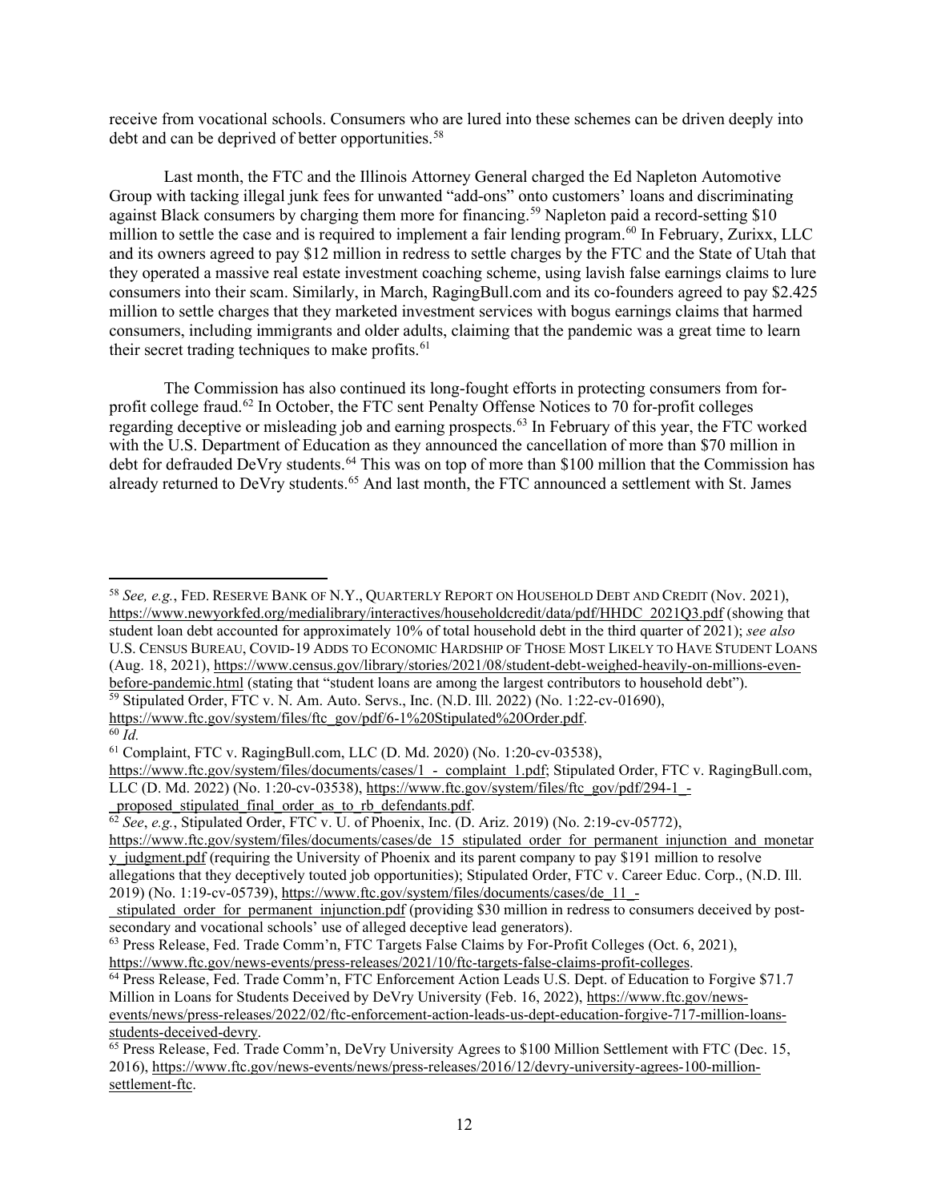receive from vocational schools. Consumers who are lured into these schemes can be driven deeply into debt and can be deprived of better opportunities.[58]

Last month, the FTC and the Illinois Attorney General charged the Ed Napleton Automotive Group with tacking illegal junk fees for unwanted "add-ons" onto customers' loans and discriminating against Black consumers by charging them more for financing.[59] Napleton paid a record-setting $10 million to settle the case and is required to implement a fair lending program.[60] In February, Zurixx, LLC and its owners agreed to pay $12 million in redress to settle charges by the FTC and the State of Utah that they operated a massive real estate investment coaching scheme, using lavish false earnings claims to lure consumers into their scam. Similarly, in March, RagingBull.com and its co-founders agreed to pay $2.425 million to settle charges that they marketed investment services with bogus earnings claims that harmed consumers, including immigrants and older adults, claiming that the pandemic was a great time to learn their secret trading techniques to make profits.[61]

The Commission has also continued its long-fought efforts in protecting consumers from for-profit college fraud.[62] In October, the FTC sent Penalty Offense Notices to 70 for-profit colleges regarding deceptive or misleading job and earning prospects.[63] In February of this year, the FTC worked with the U.S. Department of Education as they announced the cancellation of more than $70 million in debt for defrauded DeVry students.[64] This was on top of more than $100 million that the Commission has already returned to DeVry students.[65] And last month, the FTC announced a settlement with St. James

---

[58] *See, e.g.*, Fed. Reserve Bank of N.Y., Quarterly Report on Household Debt and Credit (Nov. 2021), https://www.newyorkfed.org/medialibrary/interactives/householdcredit/data/pdf/HHDC_2021Q3.pdf (showing that student loan debt accounted for approximately 10% of total household debt in the third quarter of 2021); *see also* U.S. Census Bureau, COVID-19 Adds to Economic Hardship of Those Most Likely to Have Student Loans (Aug. 18, 2021), https://www.census.gov/library/stories/2021/08/student-debt-weighed-heavily-on-millions-even-before-pandemic.html (stating that "student loans are among the largest contributors to household debt").

[59] Stipulated Order, FTC v. N. Am. Auto. Servs., Inc. (N.D. Ill. 2022) (No. 1:22-cv-01690), https://www.ftc.gov/system/files/ftc_gov/pdf/6-1%20Stipulated%20Order.pdf.

[60] *Id.*

[61] Complaint, FTC v. RagingBull.com, LLC (D. Md. 2020) (No. 1:20-cv-03538), https://www.ftc.gov/system/files/documents/cases/1_-_complaint_1.pdf; Stipulated Order, FTC v. RagingBull.com, LLC (D. Md. 2022) (No. 1:20-cv-03538), https://www.ftc.gov/system/files/ftc_gov/pdf/294-1_-_proposed_stipulated_final_order_as_to_rb_defendants.pdf.

[62] *See*, *e.g.*, Stipulated Order, FTC v. U. of Phoenix, Inc. (D. Ariz. 2019) (No. 2:19-cv-05772), https://www.ftc.gov/system/files/documents/cases/de_15_stipulated_order_for_permanent_injunction_and_monetary_judgment.pdf (requiring the University of Phoenix and its parent company to pay $191 million to resolve allegations that they deceptively touted job opportunities); Stipulated Order, FTC v. Career Educ. Corp., (N.D. Ill. 2019) (No. 1:19-cv-05739), https://www.ftc.gov/system/files/documents/cases/de_11_-_stipulated_order_for_permanent_injunction.pdf (providing $30 million in redress to consumers deceived by post-secondary and vocational schools' use of alleged deceptive lead generators).

[63] Press Release, Fed. Trade Comm'n, FTC Targets False Claims by For-Profit Colleges (Oct. 6, 2021), https://www.ftc.gov/news-events/press-releases/2021/10/ftc-targets-false-claims-profit-colleges.

[64] Press Release, Fed. Trade Comm'n, FTC Enforcement Action Leads U.S. Dept. of Education to Forgive $71.7 Million in Loans for Students Deceived by DeVry University (Feb. 16, 2022), https://www.ftc.gov/news-events/news/press-releases/2022/02/ftc-enforcement-action-leads-us-dept-education-forgive-717-million-loans-students-deceived-devry.

[65] Press Release, Fed. Trade Comm'n, DeVry University Agrees to $100 Million Settlement with FTC (Dec. 15, 2016), https://www.ftc.gov/news-events/news/press-releases/2016/12/devry-university-agrees-100-million-settlement-ftc.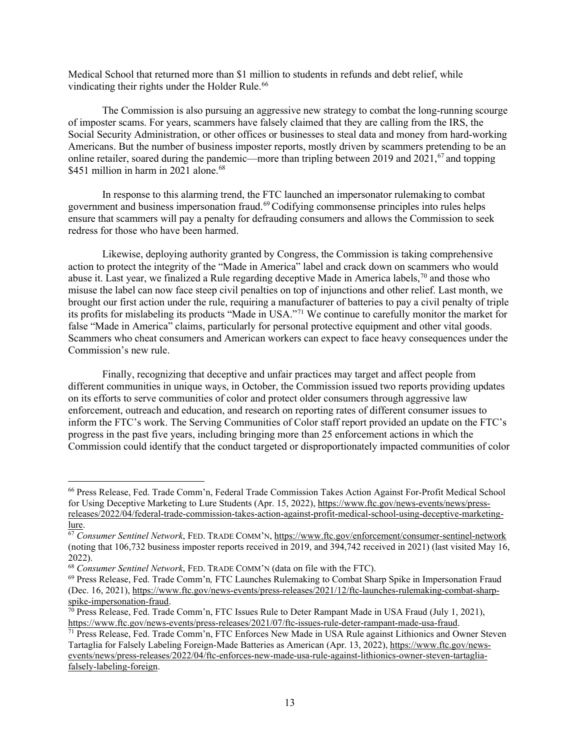Medical School that returned more than $1 million to students in refunds and debt relief, while vindicating their rights under the Holder Rule.[66]

The Commission is also pursuing an aggressive new strategy to combat the long-running scourge of imposter scams. For years, scammers have falsely claimed that they are calling from the IRS, the Social Security Administration, or other offices or businesses to steal data and money from hard-working Americans. But the number of business imposter reports, mostly driven by scammers pretending to be an online retailer, soared during the pandemic—more than tripling between 2019 and 2021,[67] and topping $451 million in harm in 2021 alone.[68]

In response to this alarming trend, the FTC launched an impersonator rulemaking to combat government and business impersonation fraud.[69] Codifying commonsense principles into rules helps ensure that scammers will pay a penalty for defrauding consumers and allows the Commission to seek redress for those who have been harmed.

Likewise, deploying authority granted by Congress, the Commission is taking comprehensive action to protect the integrity of the "Made in America" label and crack down on scammers who would abuse it. Last year, we finalized a Rule regarding deceptive Made in America labels,[70] and those who misuse the label can now face steep civil penalties on top of injunctions and other relief. Last month, we brought our first action under the rule, requiring a manufacturer of batteries to pay a civil penalty of triple its profits for mislabeling its products "Made in USA."[71] We continue to carefully monitor the market for false "Made in America" claims, particularly for personal protective equipment and other vital goods. Scammers who cheat consumers and American workers can expect to face heavy consequences under the Commission's new rule.

Finally, recognizing that deceptive and unfair practices may target and affect people from different communities in unique ways, in October, the Commission issued two reports providing updates on its efforts to serve communities of color and protect older consumers through aggressive law enforcement, outreach and education, and research on reporting rates of different consumer issues to inform the FTC's work. The Serving Communities of Color staff report provided an update on the FTC's progress in the past five years, including bringing more than 25 enforcement actions in which the Commission could identify that the conduct targeted or disproportionately impacted communities of color

---

[66] Press Release, Fed. Trade Comm'n, Federal Trade Commission Takes Action Against For-Profit Medical School for Using Deceptive Marketing to Lure Students (Apr. 15, 2022), https://www.ftc.gov/news-events/news/press-releases/2022/04/federal-trade-commission-takes-action-against-profit-medical-school-using-deceptive-marketing-lure.

[67] *Consumer Sentinel Network*, FED. TRADE COMM'N, https://www.ftc.gov/enforcement/consumer-sentinel-network (noting that 106,732 business imposter reports received in 2019, and 394,742 received in 2021) (last visited May 16, 2022).

[68] *Consumer Sentinel Network*, FED. TRADE COMM'N (data on file with the FTC).

[69] Press Release, Fed. Trade Comm'n*,* FTC Launches Rulemaking to Combat Sharp Spike in Impersonation Fraud (Dec. 16, 2021), https://www.ftc.gov/news-events/press-releases/2021/12/ftc-launches-rulemaking-combat-sharp-spike-impersonation-fraud.

[70] Press Release, Fed. Trade Comm'n, FTC Issues Rule to Deter Rampant Made in USA Fraud (July 1, 2021), https://www.ftc.gov/news-events/press-releases/2021/07/ftc-issues-rule-deter-rampant-made-usa-fraud.

[71] Press Release, Fed. Trade Comm'n, FTC Enforces New Made in USA Rule against Lithionics and Owner Steven Tartaglia for Falsely Labeling Foreign-Made Batteries as American (Apr. 13, 2022), https://www.ftc.gov/news-events/news/press-releases/2022/04/ftc-enforces-new-made-usa-rule-against-lithionics-owner-steven-tartaglia-falsely-labeling-foreign.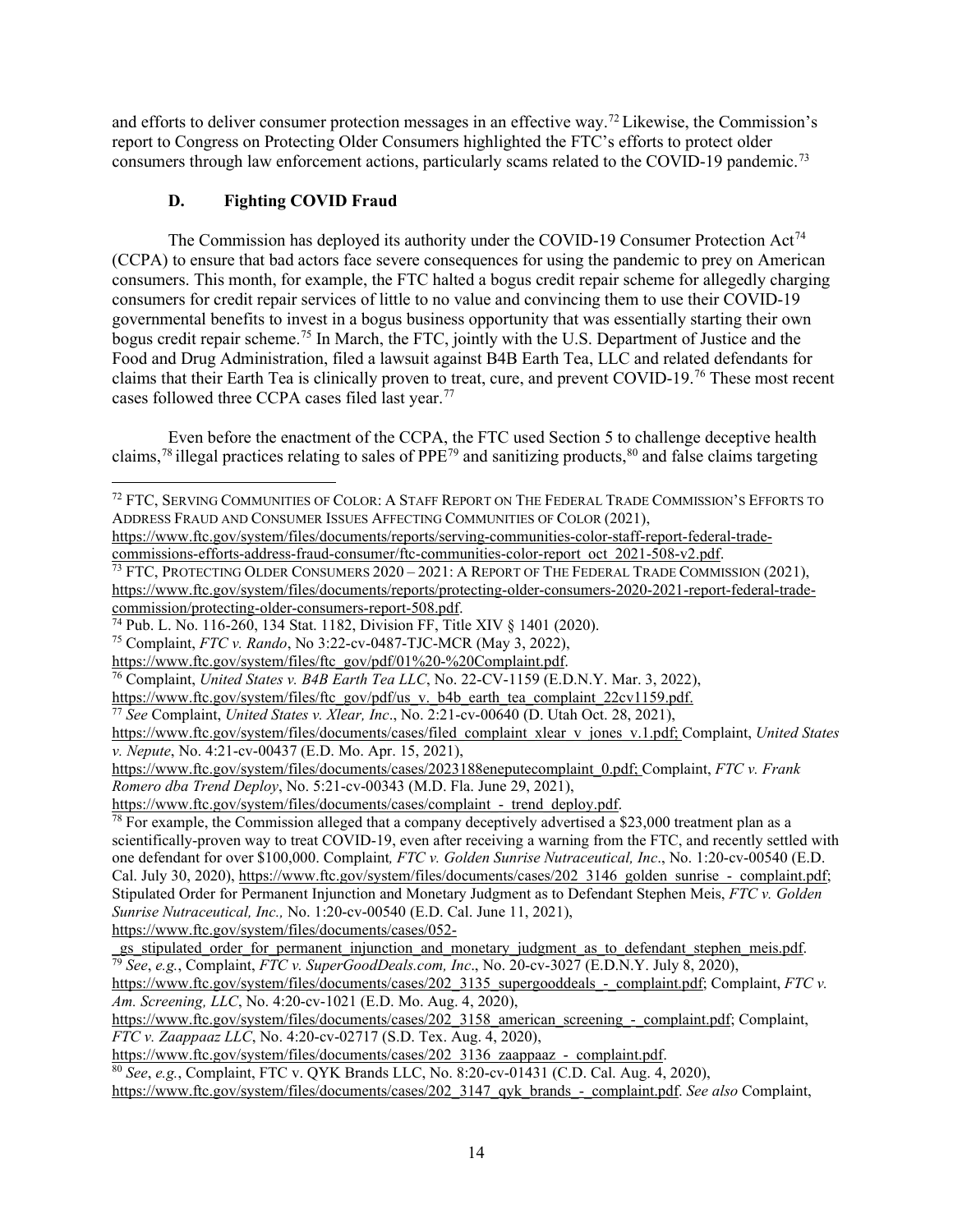and efforts to deliver consumer protection messages in an effective way.[72] Likewise, the Commission's report to Congress on Protecting Older Consumers highlighted the FTC's efforts to protect older consumers through law enforcement actions, particularly scams related to the COVID-19 pandemic.[73]

### D. Fighting COVID Fraud

The Commission has deployed its authority under the COVID-19 Consumer Protection Act[74] (CCPA) to ensure that bad actors face severe consequences for using the pandemic to prey on American consumers. This month, for example, the FTC halted a bogus credit repair scheme for allegedly charging consumers for credit repair services of little to no value and convincing them to use their COVID-19 governmental benefits to invest in a bogus business opportunity that was essentially starting their own bogus credit repair scheme.[75] In March, the FTC, jointly with the U.S. Department of Justice and the Food and Drug Administration, filed a lawsuit against B4B Earth Tea, LLC and related defendants for claims that their Earth Tea is clinically proven to treat, cure, and prevent COVID-19.[76] These most recent cases followed three CCPA cases filed last year.[77]

Even before the enactment of the CCPA, the FTC used Section 5 to challenge deceptive health claims,[78] illegal practices relating to sales of PPE[79] and sanitizing products,[80] and false claims targeting

---

[72] FTC, SERVING COMMUNITIES OF COLOR: A STAFF REPORT ON THE FEDERAL TRADE COMMISSION'S EFFORTS TO ADDRESS FRAUD AND CONSUMER ISSUES AFFECTING COMMUNITIES OF COLOR (2021), https://www.ftc.gov/system/files/documents/reports/serving-communities-color-staff-report-federal-trade-commissions-efforts-address-fraud-consumer/ftc-communities-color-report_oct_2021-508-v2.pdf.

[73] FTC, PROTECTING OLDER CONSUMERS 2020 – 2021: A REPORT OF THE FEDERAL TRADE COMMISSION (2021), https://www.ftc.gov/system/files/documents/reports/protecting-older-consumers-2020-2021-report-federal-trade-commission/protecting-older-consumers-report-508.pdf.

[74] Pub. L. No. 116-260, 134 Stat. 1182, Division FF, Title XIV § 1401 (2020).

[75] Complaint, *FTC v. Rando*, No 3:22-cv-0487-TJC-MCR (May 3, 2022), https://www.ftc.gov/system/files/ftc_gov/pdf/01%20-%20Complaint.pdf.

[76] Complaint, *United States v. B4B Earth Tea LLC*, No. 22-CV-1159 (E.D.N.Y. Mar. 3, 2022), https://www.ftc.gov/system/files/ftc_gov/pdf/us_v._b4b_earth_tea_complaint_22cv1159.pdf.

[77] *See* Complaint, *United States v. Xlear, Inc*., No. 2:21-cv-00640 (D. Utah Oct. 28, 2021), https://www.ftc.gov/system/files/documents/cases/filed_complaint_xlear_v_jones_v.1.pdf; Complaint, *United States v. Nepute*, No. 4:21-cv-00437 (E.D. Mo. Apr. 15, 2021), https://www.ftc.gov/system/files/documents/cases/2023188eneputecomplaint_0.pdf; Complaint, *FTC v. Frank Romero dba Trend Deploy*, No. 5:21-cv-00343 (M.D. Fla. June 29, 2021), https://www.ftc.gov/system/files/documents/cases/complaint_-_trend_deploy.pdf.

[78] For example, the Commission alleged that a company deceptively advertised a $23,000 treatment plan as a scientifically-proven way to treat COVID-19, even after receiving a warning from the FTC, and recently settled with one defendant for over $100,000. Complaint*, FTC v. Golden Sunrise Nutraceutical, Inc*., No. 1:20-cv-00540 (E.D. Cal. July 30, 2020), https://www.ftc.gov/system/files/documents/cases/202_3146_golden_sunrise_-_complaint.pdf; Stipulated Order for Permanent Injunction and Monetary Judgment as to Defendant Stephen Meis, *FTC v. Golden Sunrise Nutraceutical, Inc.,* No. 1:20-cv-00540 (E.D. Cal. June 11, 2021), https://www.ftc.gov/system/files/documents/cases/052-_gs_stipulated_order_for_permanent_injunction_and_monetary_judgment_as_to_defendant_stephen_meis.pdf.

[79] *See*, *e.g.*, Complaint, *FTC v. SuperGoodDeals.com, Inc*., No. 20-cv-3027 (E.D.N.Y. July 8, 2020), https://www.ftc.gov/system/files/documents/cases/202_3135_supergooddeals_-_complaint.pdf; Complaint, *FTC v. Am. Screening, LLC*, No. 4:20-cv-1021 (E.D. Mo. Aug. 4, 2020), https://www.ftc.gov/system/files/documents/cases/202_3158_american_screening_-_complaint.pdf; Complaint, *FTC v. Zaappaaz LLC*, No. 4:20-cv-02717 (S.D. Tex. Aug. 4, 2020), https://www.ftc.gov/system/files/documents/cases/202_3136_zaappaaz_-_complaint.pdf.

[80] *See*, *e.g.*, Complaint, FTC v. QYK Brands LLC, No. 8:20-cv-01431 (C.D. Cal. Aug. 4, 2020), https://www.ftc.gov/system/files/documents/cases/202_3147_qyk_brands_-_complaint.pdf. *See also* Complaint,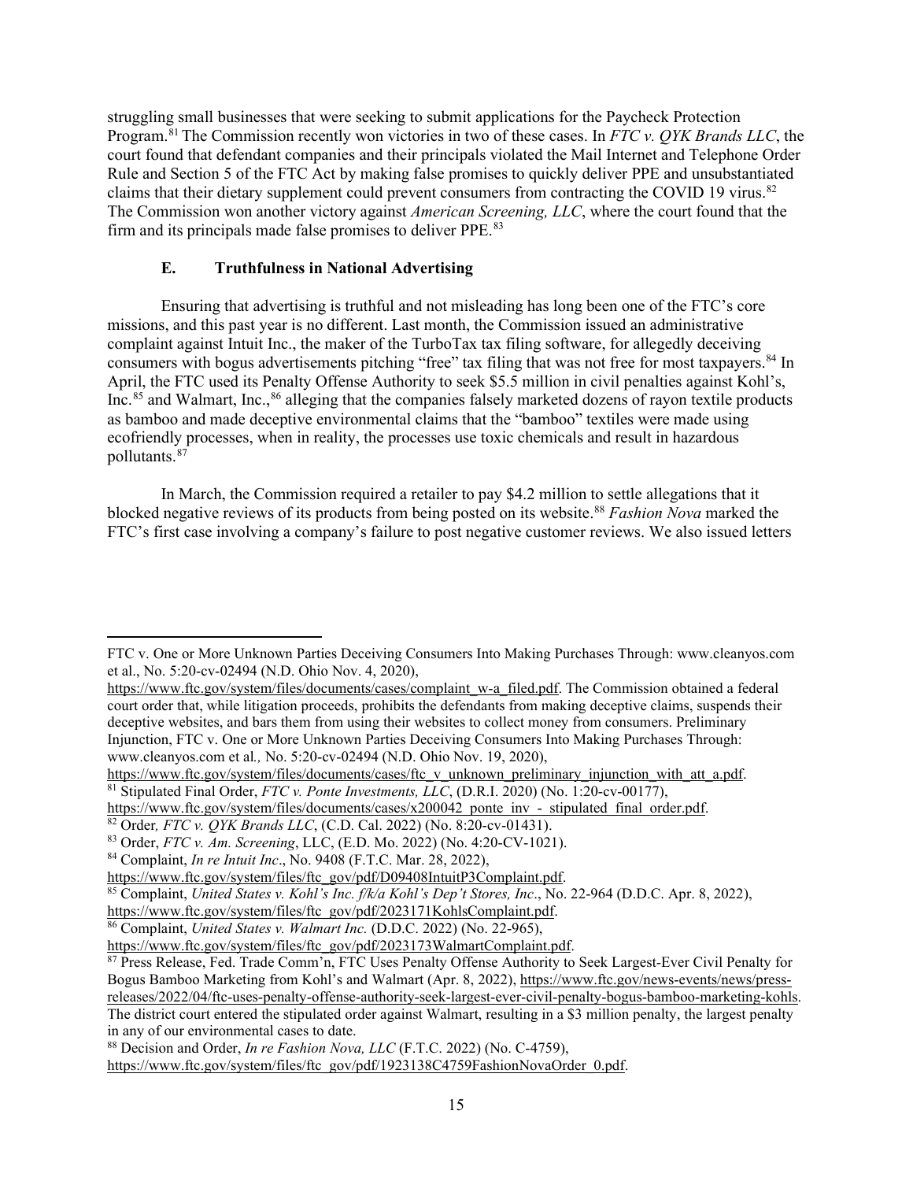struggling small businesses that were seeking to submit applications for the Paycheck Protection Program.[81] The Commission recently won victories in two of these cases. In *FTC v. QYK Brands LLC*, the court found that defendant companies and their principals violated the Mail Internet and Telephone Order Rule and Section 5 of the FTC Act by making false promises to quickly deliver PPE and unsubstantiated claims that their dietary supplement could prevent consumers from contracting the COVID 19 virus.[82] The Commission won another victory against *American Screening, LLC*, where the court found that the firm and its principals made false promises to deliver PPE.[83]

### E. Truthfulness in National Advertising

Ensuring that advertising is truthful and not misleading has long been one of the FTC's core missions, and this past year is no different. Last month, the Commission issued an administrative complaint against Intuit Inc., the maker of the TurboTax tax filing software, for allegedly deceiving consumers with bogus advertisements pitching "free" tax filing that was not free for most taxpayers.[84] In April, the FTC used its Penalty Offense Authority to seek $5.5 million in civil penalties against Kohl's, Inc.[85] and Walmart, Inc.,[86] alleging that the companies falsely marketed dozens of rayon textile products as bamboo and made deceptive environmental claims that the "bamboo" textiles were made using ecofriendly processes, when in reality, the processes use toxic chemicals and result in hazardous pollutants.[87]

In March, the Commission required a retailer to pay $4.2 million to settle allegations that it blocked negative reviews of its products from being posted on its website.[88] *Fashion Nova* marked the FTC's first case involving a company's failure to post negative customer reviews. We also issued letters

---

FTC v. One or More Unknown Parties Deceiving Consumers Into Making Purchases Through: www.cleanyos.com et al., No. 5:20-cv-02494 (N.D. Ohio Nov. 4, 2020), https://www.ftc.gov/system/files/documents/cases/complaint_w-a_filed.pdf. The Commission obtained a federal court order that, while litigation proceeds, prohibits the defendants from making deceptive claims, suspends their deceptive websites, and bars them from using their websites to collect money from consumers. Preliminary Injunction, FTC v. One or More Unknown Parties Deceiving Consumers Into Making Purchases Through: www.cleanyos.com et al*.,* No. 5:20-cv-02494 (N.D. Ohio Nov. 19, 2020), https://www.ftc.gov/system/files/documents/cases/ftc_v_unknown_preliminary_injunction_with_att_a.pdf.

[81] Stipulated Final Order, *FTC v. Ponte Investments, LLC*, (D.R.I. 2020) (No. 1:20-cv-00177), https://www.ftc.gov/system/files/documents/cases/x200042_ponte_inv_-_stipulated_final_order.pdf.

[82] Order*, FTC v. QYK Brands LLC*, (C.D. Cal. 2022) (No. 8:20-cv-01431).

[83] Order, *FTC v. Am. Screening*, LLC, (E.D. Mo. 2022) (No. 4:20-CV-1021).

[84] Complaint, *In re Intuit Inc*., No. 9408 (F.T.C. Mar. 28, 2022), https://www.ftc.gov/system/files/ftc_gov/pdf/D09408IntuitP3Complaint.pdf.

[85] Complaint, *United States v. Kohl's Inc. f/k/a Kohl's Dep't Stores, Inc*., No. 22-964 (D.D.C. Apr. 8, 2022), https://www.ftc.gov/system/files/ftc_gov/pdf/2023171KohlsComplaint.pdf.

[86] Complaint, *United States v. Walmart Inc.* (D.D.C. 2022) (No. 22-965), https://www.ftc.gov/system/files/ftc_gov/pdf/2023173WalmartComplaint.pdf.

[87] Press Release, Fed. Trade Comm'n, FTC Uses Penalty Offense Authority to Seek Largest-Ever Civil Penalty for Bogus Bamboo Marketing from Kohl's and Walmart (Apr. 8, 2022), https://www.ftc.gov/news-events/news/press-releases/2022/04/ftc-uses-penalty-offense-authority-seek-largest-ever-civil-penalty-bogus-bamboo-marketing-kohls. The district court entered the stipulated order against Walmart, resulting in a $3 million penalty, the largest penalty in any of our environmental cases to date.

[88] Decision and Order, *In re Fashion Nova, LLC* (F.T.C. 2022) (No. C-4759), https://www.ftc.gov/system/files/ftc_gov/pdf/1923138C4759FashionNovaOrder_0.pdf.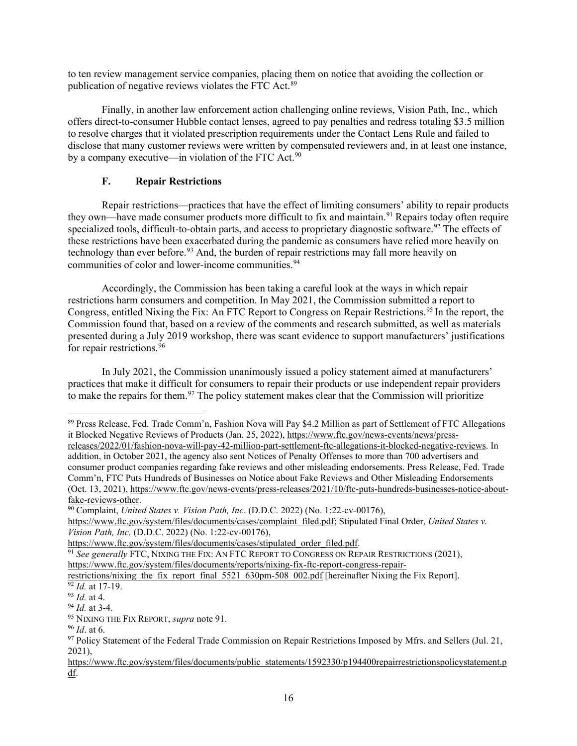to ten review management service companies, placing them on notice that avoiding the collection or publication of negative reviews violates the FTC Act.[89]

Finally, in another law enforcement action challenging online reviews, Vision Path, Inc., which offers direct-to-consumer Hubble contact lenses, agreed to pay penalties and redress totaling $3.5 million to resolve charges that it violated prescription requirements under the Contact Lens Rule and failed to disclose that many customer reviews were written by compensated reviewers and, in at least one instance, by a company executive—in violation of the FTC Act.[90]

### F. Repair Restrictions

Repair restrictions—practices that have the effect of limiting consumers' ability to repair products they own—have made consumer products more difficult to fix and maintain.[91] Repairs today often require specialized tools, difficult-to-obtain parts, and access to proprietary diagnostic software.[92] The effects of these restrictions have been exacerbated during the pandemic as consumers have relied more heavily on technology than ever before.[93] And, the burden of repair restrictions may fall more heavily on communities of color and lower-income communities.[94]

Accordingly, the Commission has been taking a careful look at the ways in which repair restrictions harm consumers and competition. In May 2021, the Commission submitted a report to Congress, entitled Nixing the Fix: An FTC Report to Congress on Repair Restrictions.[95] In the report, the Commission found that, based on a review of the comments and research submitted, as well as materials presented during a July 2019 workshop, there was scant evidence to support manufacturers' justifications for repair restrictions.[96]

In July 2021, the Commission unanimously issued a policy statement aimed at manufacturers' practices that make it difficult for consumers to repair their products or use independent repair providers to make the repairs for them.[97] The policy statement makes clear that the Commission will prioritize

---

[89] Press Release, Fed. Trade Comm'n, Fashion Nova will Pay $4.2 Million as part of Settlement of FTC Allegations it Blocked Negative Reviews of Products (Jan. 25, 2022), https://www.ftc.gov/news-events/news/press-releases/2022/01/fashion-nova-will-pay-42-million-part-settlement-ftc-allegations-it-blocked-negative-reviews. In addition, in October 2021, the agency also sent Notices of Penalty Offenses to more than 700 advertisers and consumer product companies regarding fake reviews and other misleading endorsements. Press Release, Fed. Trade Comm'n, FTC Puts Hundreds of Businesses on Notice about Fake Reviews and Other Misleading Endorsements (Oct. 13, 2021), https://www.ftc.gov/news-events/press-releases/2021/10/ftc-puts-hundreds-businesses-notice-about-fake-reviews-other.

[90] Complaint, *United States v. Vision Path, Inc*. (D.D.C. 2022) (No. 1:22-cv-00176), https://www.ftc.gov/system/files/documents/cases/complaint_filed.pdf; Stipulated Final Order, *United States v. Vision Path, Inc.* (D.D.C. 2022) (No. 1:22-cv-00176), https://www.ftc.gov/system/files/documents/cases/stipulated_order_filed.pdf.

[91] *See generally* FTC, NIXING THE FIX: AN FTC REPORT TO CONGRESS ON REPAIR RESTRICTIONS (2021), https://www.ftc.gov/system/files/documents/reports/nixing-fix-ftc-report-congress-repair-restrictions/nixing_the_fix_report_final_5521_630pm-508_002.pdf [hereinafter Nixing the Fix Report].

[92] *Id.* at 17-19.

[93] *Id.* at 4.

[94] *Id.* at 3-4.

[95] NIXING THE FIX REPORT, *supra* note 91.

[96] *Id*. at 6.

[97] Policy Statement of the Federal Trade Commission on Repair Restrictions Imposed by Mfrs. and Sellers (Jul. 21, 2021), https://www.ftc.gov/system/files/documents/public_statements/1592330/p194400repairrestrictionspolicystatement.pdf.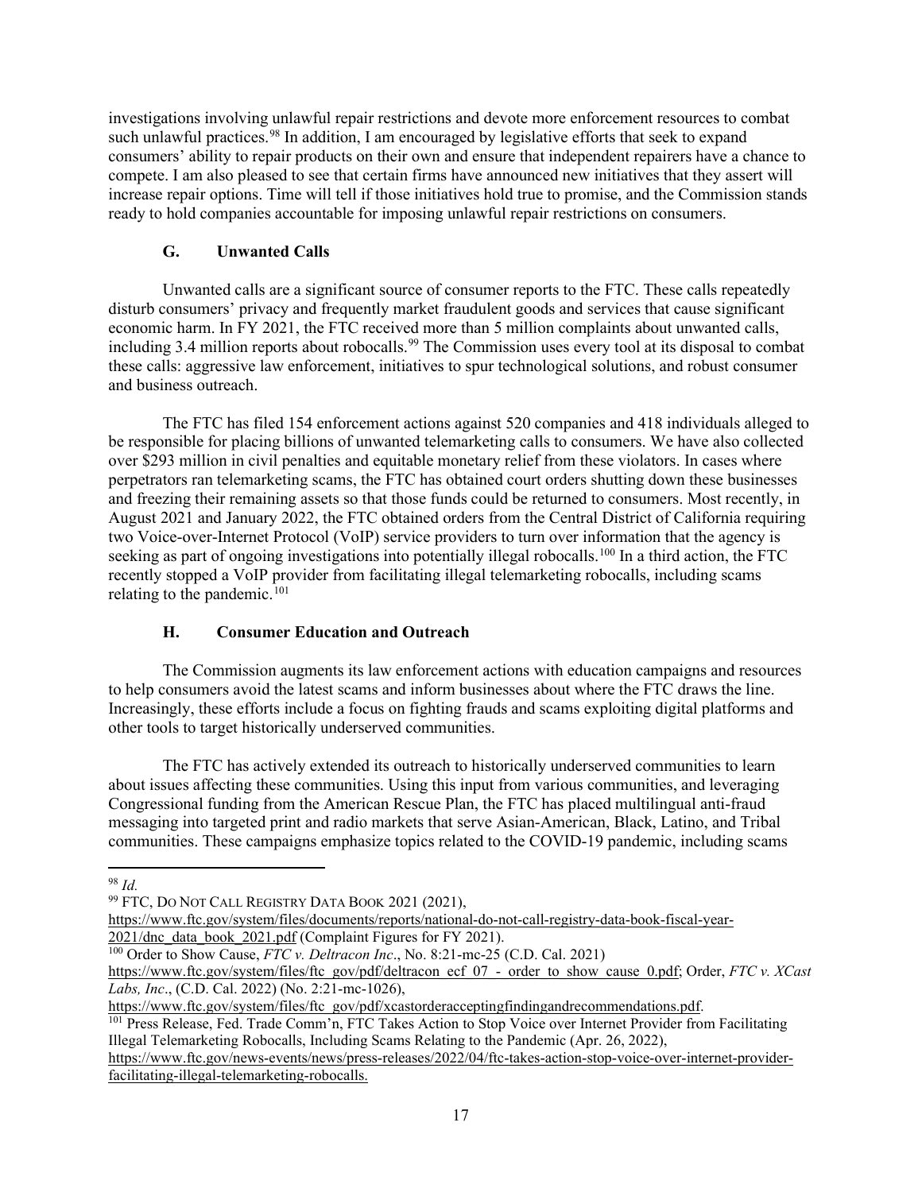investigations involving unlawful repair restrictions and devote more enforcement resources to combat such unlawful practices.[98] In addition, I am encouraged by legislative efforts that seek to expand consumers' ability to repair products on their own and ensure that independent repairers have a chance to compete. I am also pleased to see that certain firms have announced new initiatives that they assert will increase repair options. Time will tell if those initiatives hold true to promise, and the Commission stands ready to hold companies accountable for imposing unlawful repair restrictions on consumers.

### G. Unwanted Calls

Unwanted calls are a significant source of consumer reports to the FTC. These calls repeatedly disturb consumers' privacy and frequently market fraudulent goods and services that cause significant economic harm. In FY 2021, the FTC received more than 5 million complaints about unwanted calls, including 3.4 million reports about robocalls.[99] The Commission uses every tool at its disposal to combat these calls: aggressive law enforcement, initiatives to spur technological solutions, and robust consumer and business outreach.

The FTC has filed 154 enforcement actions against 520 companies and 418 individuals alleged to be responsible for placing billions of unwanted telemarketing calls to consumers. We have also collected over $293 million in civil penalties and equitable monetary relief from these violators. In cases where perpetrators ran telemarketing scams, the FTC has obtained court orders shutting down these businesses and freezing their remaining assets so that those funds could be returned to consumers. Most recently, in August 2021 and January 2022, the FTC obtained orders from the Central District of California requiring two Voice-over-Internet Protocol (VoIP) service providers to turn over information that the agency is seeking as part of ongoing investigations into potentially illegal robocalls.[100] In a third action, the FTC recently stopped a VoIP provider from facilitating illegal telemarketing robocalls, including scams relating to the pandemic.[101]

### H. Consumer Education and Outreach

The Commission augments its law enforcement actions with education campaigns and resources to help consumers avoid the latest scams and inform businesses about where the FTC draws the line. Increasingly, these efforts include a focus on fighting frauds and scams exploiting digital platforms and other tools to target historically underserved communities.

The FTC has actively extended its outreach to historically underserved communities to learn about issues affecting these communities. Using this input from various communities, and leveraging Congressional funding from the American Rescue Plan, the FTC has placed multilingual anti-fraud messaging into targeted print and radio markets that serve Asian-American, Black, Latino, and Tribal communities. These campaigns emphasize topics related to the COVID-19 pandemic, including scams

---

[98] *Id.*

[99] FTC, DO NOT CALL REGISTRY DATA BOOK 2021 (2021), https://www.ftc.gov/system/files/documents/reports/national-do-not-call-registry-data-book-fiscal-year-2021/dnc_data_book_2021.pdf (Complaint Figures for FY 2021).

[100] Order to Show Cause, *FTC v. Deltracon Inc*., No. 8:21-mc-25 (C.D. Cal. 2021) https://www.ftc.gov/system/files/ftc_gov/pdf/deltracon_ecf_07_-_order_to_show_cause_0.pdf; Order, *FTC v. XCast Labs, Inc*., (C.D. Cal. 2022) (No. 2:21-mc-1026), https://www.ftc.gov/system/files/ftc_gov/pdf/xcastorderacceptingfindingandrecommendations.pdf.

[101] Press Release, Fed. Trade Comm'n, FTC Takes Action to Stop Voice over Internet Provider from Facilitating Illegal Telemarketing Robocalls, Including Scams Relating to the Pandemic (Apr. 26, 2022), https://www.ftc.gov/news-events/news/press-releases/2022/04/ftc-takes-action-stop-voice-over-internet-provider-facilitating-illegal-telemarketing-robocalls.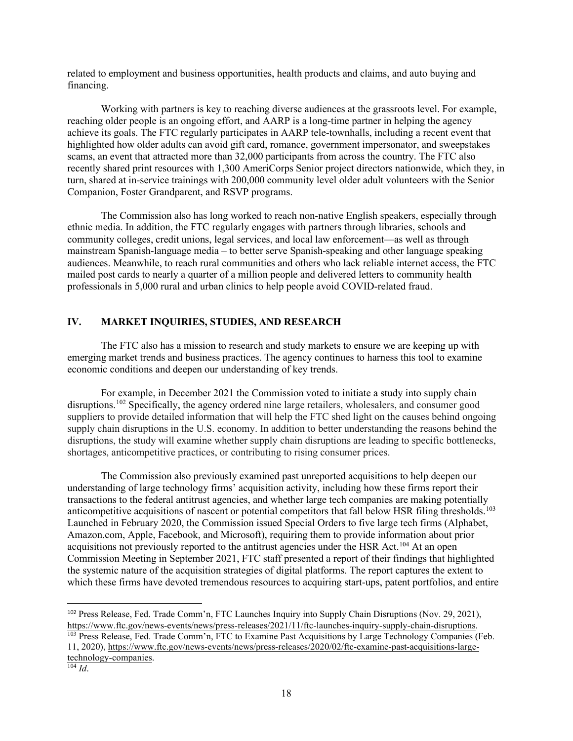related to employment and business opportunities, health products and claims, and auto buying and financing.

Working with partners is key to reaching diverse audiences at the grassroots level. For example, reaching older people is an ongoing effort, and AARP is a long-time partner in helping the agency achieve its goals. The FTC regularly participates in AARP tele-townhalls, including a recent event that highlighted how older adults can avoid gift card, romance, government impersonator, and sweepstakes scams, an event that attracted more than 32,000 participants from across the country. The FTC also recently shared print resources with 1,300 AmeriCorps Senior project directors nationwide, which they, in turn, shared at in-service trainings with 200,000 community level older adult volunteers with the Senior Companion, Foster Grandparent, and RSVP programs.

The Commission also has long worked to reach non-native English speakers, especially through ethnic media. In addition, the FTC regularly engages with partners through libraries, schools and community colleges, credit unions, legal services, and local law enforcement—as well as through mainstream Spanish-language media – to better serve Spanish-speaking and other language speaking audiences. Meanwhile, to reach rural communities and others who lack reliable internet access, the FTC mailed post cards to nearly a quarter of a million people and delivered letters to community health professionals in 5,000 rural and urban clinics to help people avoid COVID-related fraud.

## IV. MARKET INQUIRIES, STUDIES, AND RESEARCH

The FTC also has a mission to research and study markets to ensure we are keeping up with emerging market trends and business practices. The agency continues to harness this tool to examine economic conditions and deepen our understanding of key trends.

For example, in December 2021 the Commission voted to initiate a study into supply chain disruptions.[102] Specifically, the agency ordered nine large retailers, wholesalers, and consumer good suppliers to provide detailed information that will help the FTC shed light on the causes behind ongoing supply chain disruptions in the U.S. economy. In addition to better understanding the reasons behind the disruptions, the study will examine whether supply chain disruptions are leading to specific bottlenecks, shortages, anticompetitive practices, or contributing to rising consumer prices.

The Commission also previously examined past unreported acquisitions to help deepen our understanding of large technology firms' acquisition activity, including how these firms report their transactions to the federal antitrust agencies, and whether large tech companies are making potentially anticompetitive acquisitions of nascent or potential competitors that fall below HSR filing thresholds.[103] Launched in February 2020, the Commission issued Special Orders to five large tech firms (Alphabet, Amazon.com, Apple, Facebook, and Microsoft), requiring them to provide information about prior acquisitions not previously reported to the antitrust agencies under the HSR Act.[104] At an open Commission Meeting in September 2021, FTC staff presented a report of their findings that highlighted the systemic nature of the acquisition strategies of digital platforms. The report captures the extent to which these firms have devoted tremendous resources to acquiring start-ups, patent portfolios, and entire

---

[102] Press Release, Fed. Trade Comm'n, FTC Launches Inquiry into Supply Chain Disruptions (Nov. 29, 2021), https://www.ftc.gov/news-events/news/press-releases/2021/11/ftc-launches-inquiry-supply-chain-disruptions.

[103] Press Release, Fed. Trade Comm'n, FTC to Examine Past Acquisitions by Large Technology Companies (Feb. 11, 2020), https://www.ftc.gov/news-events/news/press-releases/2020/02/ftc-examine-past-acquisitions-large-technology-companies.

[104] *Id*.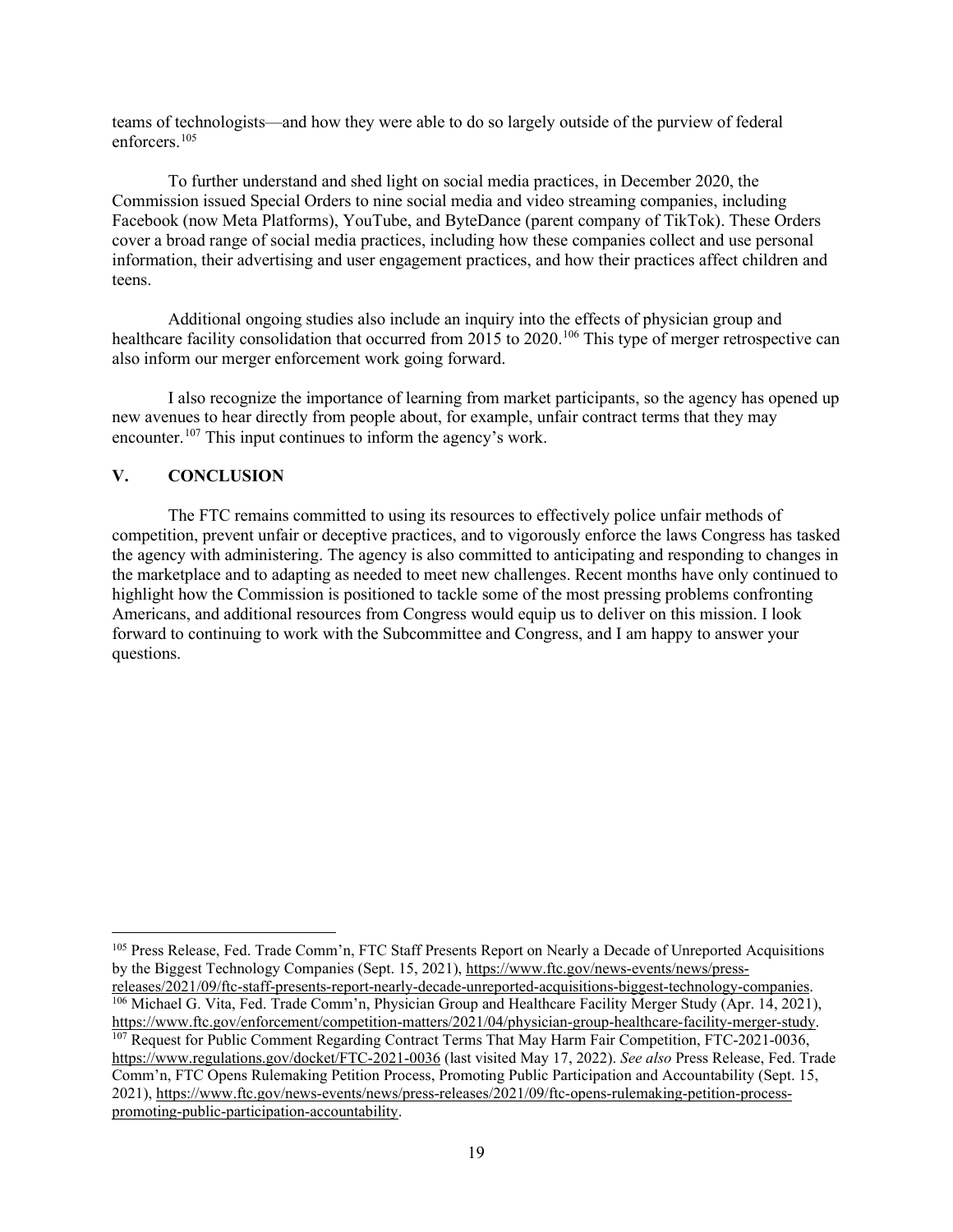teams of technologists—and how they were able to do so largely outside of the purview of federal enforcers.[105]

To further understand and shed light on social media practices, in December 2020, the Commission issued Special Orders to nine social media and video streaming companies, including Facebook (now Meta Platforms), YouTube, and ByteDance (parent company of TikTok). These Orders cover a broad range of social media practices, including how these companies collect and use personal information, their advertising and user engagement practices, and how their practices affect children and teens.

Additional ongoing studies also include an inquiry into the effects of physician group and healthcare facility consolidation that occurred from 2015 to 2020.[106] This type of merger retrospective can also inform our merger enforcement work going forward.

I also recognize the importance of learning from market participants, so the agency has opened up new avenues to hear directly from people about, for example, unfair contract terms that they may encounter.[107] This input continues to inform the agency's work.

## V. CONCLUSION

The FTC remains committed to using its resources to effectively police unfair methods of competition, prevent unfair or deceptive practices, and to vigorously enforce the laws Congress has tasked the agency with administering. The agency is also committed to anticipating and responding to changes in the marketplace and to adapting as needed to meet new challenges. Recent months have only continued to highlight how the Commission is positioned to tackle some of the most pressing problems confronting Americans, and additional resources from Congress would equip us to deliver on this mission. I look forward to continuing to work with the Subcommittee and Congress, and I am happy to answer your questions.

---

[105] Press Release, Fed. Trade Comm'n, FTC Staff Presents Report on Nearly a Decade of Unreported Acquisitions by the Biggest Technology Companies (Sept. 15, 2021), https://www.ftc.gov/news-events/news/press-releases/2021/09/ftc-staff-presents-report-nearly-decade-unreported-acquisitions-biggest-technology-companies.

[106] Michael G. Vita, Fed. Trade Comm'n, Physician Group and Healthcare Facility Merger Study (Apr. 14, 2021), https://www.ftc.gov/enforcement/competition-matters/2021/04/physician-group-healthcare-facility-merger-study.

[107] Request for Public Comment Regarding Contract Terms That May Harm Fair Competition, FTC-2021-0036, https://www.regulations.gov/docket/FTC-2021-0036 (last visited May 17, 2022). *See also* Press Release, Fed. Trade Comm'n, FTC Opens Rulemaking Petition Process, Promoting Public Participation and Accountability (Sept. 15, 2021), https://www.ftc.gov/news-events/news/press-releases/2021/09/ftc-opens-rulemaking-petition-process-promoting-public-participation-accountability.